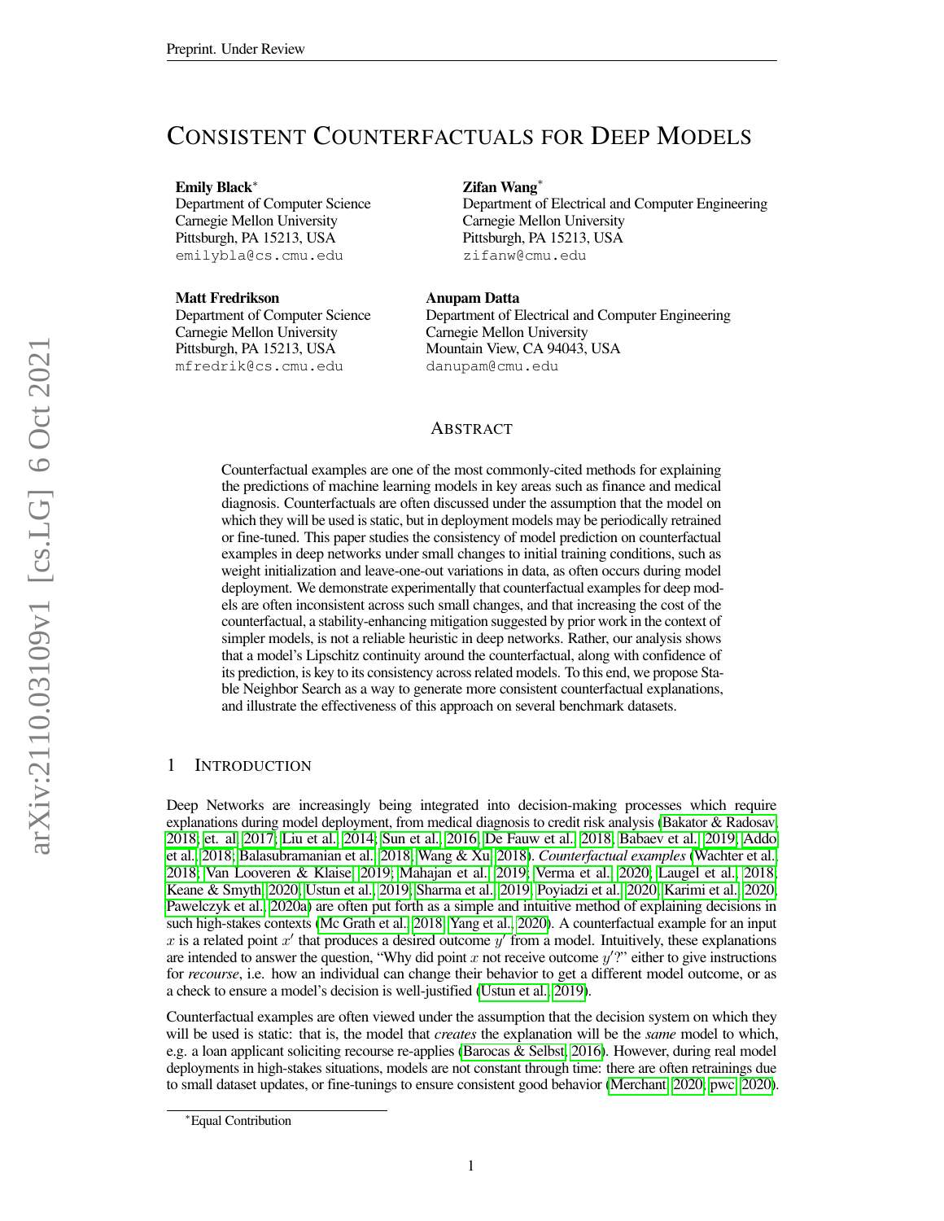# CONSISTENT COUNTERFACTUALS FOR DEEP MODELS

**Emily Black***
Department of Computer Science
Carnegie Mellon University
Pittsburgh, PA 15213, USA
emilybla@cs.cmu.edu

**Zifan Wang***
Department of Electrical and Computer Engineering
Carnegie Mellon University
Pittsburgh, PA 15213, USA
zifanw@cmu.edu

**Matt Fredrikson**
Department of Computer Science
Carnegie Mellon University
Pittsburgh, PA 15213, USA
mfredrik@cs.cmu.edu

**Anupam Datta**
Department of Electrical and Computer Engineering
Carnegie Mellon University
Mountain View, CA 94043, USA
danupam@cmu.edu

## ABSTRACT

Counterfactual examples are one of the most commonly-cited methods for explaining the predictions of machine learning models in key areas such as finance and medical diagnosis. Counterfactuals are often discussed under the assumption that the model on which they will be used is static, but in deployment models may be periodically retrained or fine-tuned. This paper studies the consistency of model prediction on counterfactual examples in deep networks under small changes to initial training conditions, such as weight initialization and leave-one-out variations in data, as often occurs during model deployment. We demonstrate experimentally that counterfactual examples for deep models are often inconsistent across such small changes, and that increasing the cost of the counterfactual, a stability-enhancing mitigation suggested by prior work in the context of simpler models, is not a reliable heuristic in deep networks. Rather, our analysis shows that a model's Lipschitz continuity around the counterfactual, along with confidence of its prediction, is key to its consistency across related models. To this end, we propose Stable Neighbor Search as a way to generate more consistent counterfactual explanations, and illustrate the effectiveness of this approach on several benchmark datasets.

## 1 INTRODUCTION

Deep Networks are increasingly being integrated into decision-making processes which require explanations during model deployment, from medical diagnosis to credit risk analysis (Bakator & Radosav, 2018; et. al, 2017; Liu et al., 2014; Sun et al., 2016; De Fauw et al., 2018; Babaev et al., 2019; Addo et al., 2018; Balasubramanian et al., 2018; Wang & Xu, 2018). *Counterfactual examples* (Wachter et al., 2018; Van Looveren & Klaise, 2019; Mahajan et al., 2019; Verma et al., 2020; Laugel et al., 2018; Keane & Smyth, 2020; Ustun et al., 2019; Sharma et al., 2019; Poyiadzi et al., 2020; Karimi et al., 2020; Pawelczyk et al., 2020a) are often put forth as a simple and intuitive method of explaining decisions in such high-stakes contexts (Mc Grath et al., 2018; Yang et al., 2020). A counterfactual example for an input $x$ is a related point $x'$ that produces a desired outcome $y'$ from a model. Intuitively, these explanations are intended to answer the question, "Why did point $x$ not receive outcome $y'$?" either to give instructions for *recourse*, i.e. how an individual can change their behavior to get a different model outcome, or as a check to ensure a model's decision is well-justified (Ustun et al., 2019).

Counterfactual examples are often viewed under the assumption that the decision system on which they will be used is static: that is, the model that *creates* the explanation will be the *same* model to which, e.g. a loan applicant soliciting recourse re-applies (Barocas & Selbst, 2016). However, during real model deployments in high-stakes situations, models are not constant through time: there are often retrainings due to small dataset updates, or fine-tunings to ensure consistent good behavior (Merchant, 2020; pwc, 2020).

*Equal Contribution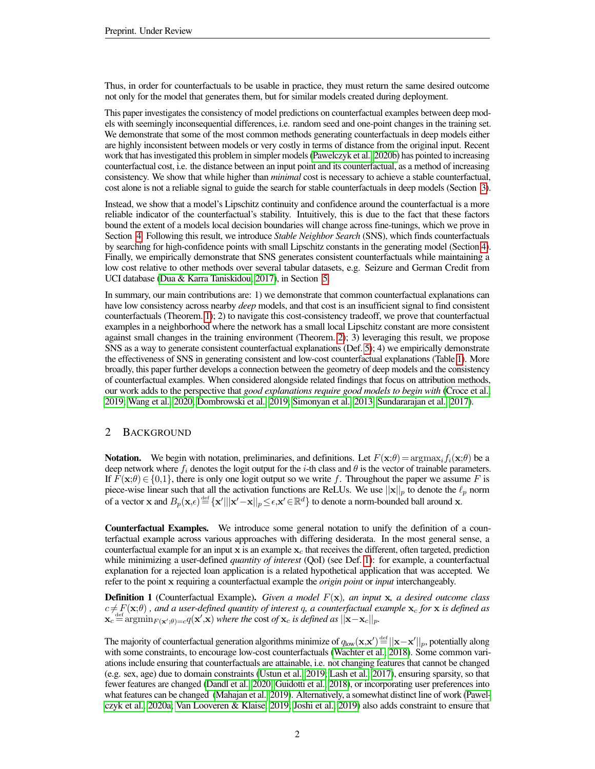Thus, in order for counterfactuals to be usable in practice, they must return the same desired outcome not only for the model that generates them, but for similar models created during deployment.

This paper investigates the consistency of model predictions on counterfactual examples between deep models with seemingly inconsequential differences, i.e. random seed and one-point changes in the training set. We demonstrate that some of the most common methods generating counterfactuals in deep models either are highly inconsistent between models or very costly in terms of distance from the original input. Recent work that has investigated this problem in simpler models (Pawelczyk et al., 2020b) has pointed to increasing counterfactual cost, i.e. the distance between an input point and its counterfactual, as a method of increasing consistency. We show that while higher than *minimal* cost is necessary to achieve a stable counterfactual, cost alone is not a reliable signal to guide the search for stable counterfactuals in deep models (Section 3).

Instead, we show that a model's Lipschitz continuity and confidence around the counterfactual is a more reliable indicator of the counterfactual's stability. Intuitively, this is due to the fact that these factors bound the extent of a models local decision boundaries will change across fine-tunings, which we prove in Section 4. Following this result, we introduce *Stable Neighbor Search* (SNS), which finds counterfactuals by searching for high-confidence points with small Lipschitz constants in the generating model (Section 4). Finally, we empirically demonstrate that SNS generates consistent counterfactuals while maintaining a low cost relative to other methods over several tabular datasets, e.g. Seizure and German Credit from UCI database (Dua & Karra Taniskidou, 2017), in Section 5.

In summary, our main contributions are: 1) we demonstrate that common counterfactual explanations can have low consistency across nearby *deep* models, and that cost is an insufficient signal to find consistent counterfactuals (Theorem. 1); 2) to navigate this cost-consistency tradeoff, we prove that counterfactual examples in a neighborhood where the network has a small local Lipschitz constant are more consistent against small changes in the training environment (Theorem. 2); 3) leveraging this result, we propose SNS as a way to generate consistent counterfactual explanations (Def. 5); 4) we empirically demonstrate the effectiveness of SNS in generating consistent and low-cost counterfactual explanations (Table 1). More broadly, this paper further develops a connection between the geometry of deep models and the consistency of counterfactual examples. When considered alongside related findings that focus on attribution methods, our work adds to the perspective that *good explanations require good models to begin with* (Croce et al., 2019; Wang et al., 2020; Dombrowski et al., 2019; Simonyan et al., 2013; Sundararajan et al., 2017).

## 2 Background

**Notation.** We begin with notation, preliminaries, and definitions. Let $F(\mathbf{x};\theta) = \text{argmax}_i f_i(\mathbf{x};\theta)$ be a deep network where $f_i$ denotes the logit output for the $i$-th class and $\theta$ is the vector of trainable parameters. If $F(\mathbf{x};\theta) \in \{0,1\}$, there is only one logit output so we write $f$. Throughout the paper we assume $F$ is piece-wise linear such that all the activation functions are ReLUs. We use $||\mathbf{x}||_p$ to denote the $\ell_p$ norm of a vector $\mathbf{x}$ and $B_p(\mathbf{x},\epsilon) \stackrel{\text{def}}{=} \{\mathbf{x}' | ||\mathbf{x}'-\mathbf{x}||_p \le \epsilon, \mathbf{x}' \in \mathbb{R}^d\}$ to denote a norm-bounded ball around $\mathbf{x}$.

**Counterfactual Examples.** We introduce some general notation to unify the definition of a counterfactual example across various approaches with differing desiderata. In the most general sense, a counterfactual example for an input $\mathbf{x}$ is an example $\mathbf{x}_c$ that receives the different, often targeted, prediction while minimizing a user-defined *quantity of interest* (QoI) (see Def. 1): for example, a counterfactual explanation for a rejected loan application is a related hypothetical application that was accepted. We refer to the point $\mathbf{x}$ requiring a counterfactual example the *origin point* or *input* interchangeably.

**Definition 1** (Counterfactual Example). *Given a model $F(\mathbf{x})$, an input $\mathbf{x}$, a desired outcome class $c \ne F(\mathbf{x};\theta)$, and a user-defined quantity of interest $q$, a counterfactual example $\mathbf{x}_c$ for $\mathbf{x}$ is defined as $\mathbf{x}_c \stackrel{\text{def}}{=} \text{argmin}_{F(\mathbf{x}';\theta)=c} q(\mathbf{x}',\mathbf{x})$ where the* cost *of $\mathbf{x}_c$ is defined as $||\mathbf{x}-\mathbf{x}_c||_p$.*

The majority of counterfactual generation algorithms minimize of $q_{\text{low}}(\mathbf{x},\mathbf{x}') \stackrel{\text{def}}{=} ||\mathbf{x}-\mathbf{x}'||_p$, potentially along with some constraints, to encourage low-cost counterfactuals (Wachter et al., 2018). Some common variations include ensuring that counterfactuals are attainable, i.e. not changing features that cannot be changed (e.g. sex, age) due to domain constraints (Ustun et al., 2019; Lash et al., 2017), ensuring sparsity, so that fewer features are changed (Dandl et al., 2020; Guidotti et al., 2018), or incorporating user preferences into what features can be changed (Mahajan et al., 2019). Alternatively, a somewhat distinct line of work (Pawelczyk et al., 2020a; Van Looveren & Klaise, 2019; Joshi et al., 2019) also adds constraint to ensure that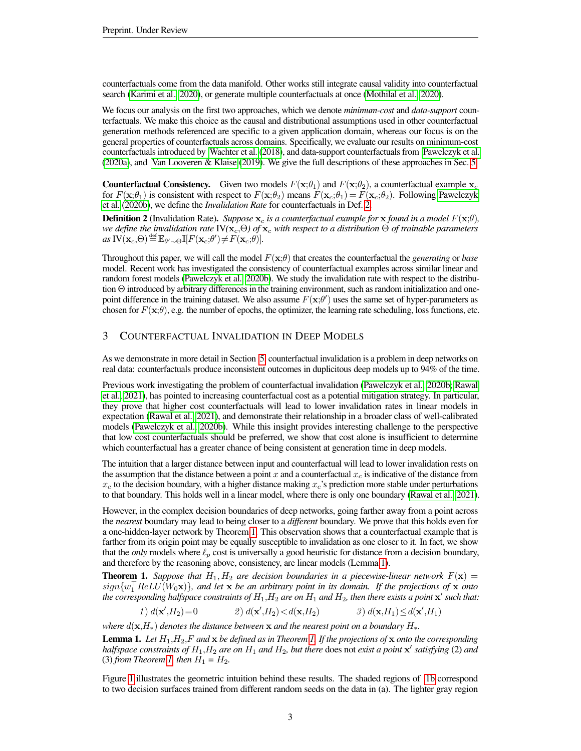counterfactuals come from the data manifold. Other works still integrate causal validity into counterfactual search (Karimi et al., 2020), or generate multiple counterfactuals at once (Mothilal et al., 2020).

We focus our analysis on the first two approaches, which we denote *minimum-cost* and *data-support* counterfactuals. We make this choice as the causal and distributional assumptions used in other counterfactual generation methods referenced are specific to a given application domain, whereas our focus is on the general properties of counterfactuals across domains. Specifically, we evaluate our results on minimum-cost counterfactuals introduced by Wachter et al. (2018), and data-support counterfactuals from Pawelczyk et al. (2020a), and Van Looveren & Klaise (2019). We give the full descriptions of these approaches in Sec. 5.

**Counterfactual Consistency.** Given two models $F(\mathbf{x};\theta_1)$ and $F(\mathbf{x};\theta_2)$, a counterfactual example $\mathbf{x}_c$ for $F(\mathbf{x};\theta_1)$ is consistent with respect to $F(\mathbf{x};\theta_2)$ means $F(\mathbf{x}_c;\theta_1) = F(\mathbf{x}_c;\theta_2)$. Following Pawelczyk et al. (2020b), we define the *Invalidation Rate* for counterfactuals in Def. 2.

**Definition 2** (Invalidation Rate). *Suppose $\mathbf{x}_c$ is a counterfactual example for $\mathbf{x}$ found in a model $F(\mathbf{x};\theta)$, we define the invalidation rate $\text{IV}(\mathbf{x}_c,\Theta)$ of $\mathbf{x}_c$ with respect to a distribution $\Theta$ of trainable parameters as $\text{IV}(\mathbf{x}_c,\Theta) \stackrel{\text{def}}{=} \mathbb{E}_{\theta' \sim \Theta} \mathbb{I}[F(\mathbf{x}_c;\theta') \neq F(\mathbf{x}_c;\theta)]$.*

Throughout this paper, we will call the model $F(\mathbf{x};\theta)$ that creates the counterfactual the *generating* or *base* model. Recent work has investigated the consistency of counterfactual examples across similar linear and random forest models (Pawelczyk et al., 2020b). We study the invalidation rate with respect to the distribution $\Theta$ introduced by arbitrary differences in the training environment, such as random initialization and one-point difference in the training dataset. We also assume $F(\mathbf{x};\theta')$ uses the same set of hyper-parameters as chosen for $F(\mathbf{x};\theta)$, e.g. the number of epochs, the optimizer, the learning rate scheduling, loss functions, etc.

## 3 Counterfactual Invalidation in Deep Models

As we demonstrate in more detail in Section 5, counterfactual invalidation is a problem in deep networks on real data: counterfactuals produce inconsistent outcomes in duplicitous deep models up to 94% of the time.

Previous work investigating the problem of counterfactual invalidation (Pawelczyk et al., 2020b; Rawal et al., 2021), has pointed to increasing counterfactual cost as a potential mitigation strategy. In particular, they prove that higher cost counterfactuals will lead to lower invalidation rates in linear models in expectation (Rawal et al., 2021), and demonstrate their relationship in a broader class of well-calibrated models (Pawelczyk et al., 2020b). While this insight provides interesting challenge to the perspective that low cost counterfactuals should be preferred, we show that cost alone is insufficient to determine which counterfactual has a greater chance of being consistent at generation time in deep models.

The intuition that a larger distance between input and counterfactual will lead to lower invalidation rests on the assumption that the distance between a point $x$ and a counterfactual $x_c$ is indicative of the distance from $x_c$ to the decision boundary, with a higher distance making $x_c$'s prediction more stable under perturbations to that boundary. This holds well in a linear model, where there is only one boundary (Rawal et al., 2021).

However, in the complex decision boundaries of deep networks, going farther away from a point across the *nearest* boundary may lead to being closer to a *different* boundary. We prove that this holds even for a one-hidden-layer network by Theorem 1. This observation shows that a counterfactual example that is farther from its origin point may be equally susceptible to invalidation as one closer to it. In fact, we show that the *only* models where $\ell_p$ cost is universally a good heuristic for distance from a decision boundary, and therefore by the reasoning above, consistency, are linear models (Lemma 1).

**Theorem 1.** *Suppose that $H_1, H_2$ are decision boundaries in a piecewise-linear network $F(\mathbf{x}) = sign\{w_1^\top ReLU(W_0\mathbf{x})\}$, and let $\mathbf{x}$ be an arbitrary point in its domain. If the projections of $\mathbf{x}$ onto the corresponding halfspace constraints of $H_1, H_2$ are on $H_1$ and $H_2$, then there exists a point $\mathbf{x}'$ such that:*

$$1)\ d(\mathbf{x}', H_2) = 0 \qquad 2)\ d(\mathbf{x}', H_2) < d(\mathbf{x}, H_2) \qquad 3)\ d(\mathbf{x}, H_1) \leq d(\mathbf{x}', H_1)$$

*where $d(\mathbf{x}, H_*)$ denotes the distance between $\mathbf{x}$ and the nearest point on a boundary $H_*$.*

**Lemma 1.** *Let $H_1, H_2, F$ and $\mathbf{x}$ be defined as in Theorem 1. If the projections of $\mathbf{x}$ onto the corresponding halfspace constraints of $H_1, H_2$ are on $H_1$ and $H_2$, but there* does not *exist a point $\mathbf{x}'$ satisfying* (2) *and* (3) *from Theorem 1, then $H_1 = H_2$.*

Figure 1 illustrates the geometric intuition behind these results. The shaded regions of 1b correspond to two decision surfaces trained from different random seeds on the data in (a). The lighter gray region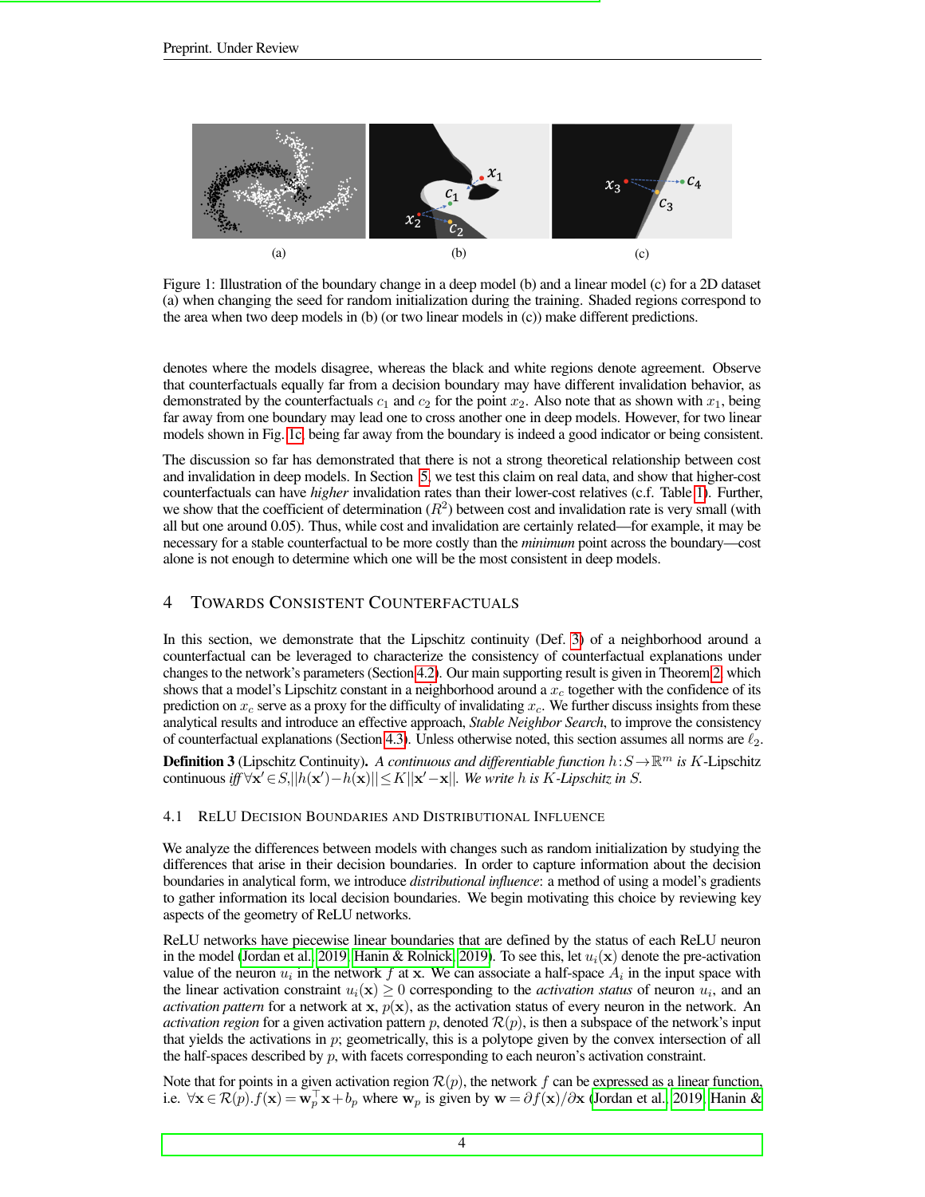(a) (b) (c)

Figure 1: Illustration of the boundary change in a deep model (b) and a linear model (c) for a 2D dataset (a) when changing the seed for random initialization during the training. Shaded regions correspond to the area when two deep models in (b) (or two linear models in (c)) make different predictions.

denotes where the models disagree, whereas the black and white regions denote agreement. Observe that counterfactuals equally far from a decision boundary may have different invalidation behavior, as demonstrated by the counterfactuals $c_1$ and $c_2$ for the point $x_2$. Also note that as shown with $x_1$, being far away from one boundary may lead one to cross another one in deep models. However, for two linear models shown in Fig. 1c, being far away from the boundary is indeed a good indicator or being consistent.

The discussion so far has demonstrated that there is not a strong theoretical relationship between cost and invalidation in deep models. In Section 5, we test this claim on real data, and show that higher-cost counterfactuals can have *higher* invalidation rates than their lower-cost relatives (c.f. Table 1). Further, we show that the coefficient of determination ($R^2$) between cost and invalidation rate is very small (with all but one around 0.05). Thus, while cost and invalidation are certainly related—for example, it may be necessary for a stable counterfactual to be more costly than the *minimum* point across the boundary—cost alone is not enough to determine which one will be the most consistent in deep models.

## 4 Towards Consistent Counterfactuals

In this section, we demonstrate that the Lipschitz continuity (Def. 3) of a neighborhood around a counterfactual can be leveraged to characterize the consistency of counterfactual explanations under changes to the network's parameters (Section 4.2). Our main supporting result is given in Theorem 2, which shows that a model's Lipschitz constant in a neighborhood around a $x_c$ together with the confidence of its prediction on $x_c$ serve as a proxy for the difficulty of invalidating $x_c$. We further discuss insights from these analytical results and introduce an effective approach, *Stable Neighbor Search*, to improve the consistency of counterfactual explanations (Section 4.3). Unless otherwise noted, this section assumes all norms are $\ell_2$.

**Definition 3** (Lipschitz Continuity). *A continuous and differentiable function $h : S \to \mathbb{R}^m$ is $K$-Lipschitz continuous iff $\forall \mathbf{x}' \in S, ||h(\mathbf{x}') - h(\mathbf{x})|| \leq K||\mathbf{x}' - \mathbf{x}||$. We write $h$ is $K$-Lipschitz in $S$.*

### 4.1 ReLU Decision Boundaries and Distributional Influence

We analyze the differences between models with changes such as random initialization by studying the differences that arise in their decision boundaries. In order to capture information about the decision boundaries in analytical form, we introduce *distributional influence*: a method of using a model's gradients to gather information its local decision boundaries. We begin motivating this choice by reviewing key aspects of the geometry of ReLU networks.

ReLU networks have piecewise linear boundaries that are defined by the status of each ReLU neuron in the model (Jordan et al., 2019; Hanin & Rolnick, 2019). To see this, let $u_i(\mathbf{x})$ denote the pre-activation value of the neuron $u_i$ in the network $f$ at $\mathbf{x}$. We can associate a half-space $A_i$ in the input space with the linear activation constraint $u_i(\mathbf{x}) \geq 0$ corresponding to the *activation status* of neuron $u_i$, and an *activation pattern* for a network at $\mathbf{x}$, $p(\mathbf{x})$, as the activation status of every neuron in the network. An *activation region* for a given activation pattern $p$, denoted $\mathcal{R}(p)$, is then a subspace of the network's input that yields the activations in $p$; geometrically, this is a polytope given by the convex intersection of all the half-spaces described by $p$, with facets corresponding to each neuron's activation constraint.

Note that for points in a given activation region $\mathcal{R}(p)$, the network $f$ can be expressed as a linear function, i.e. $\forall \mathbf{x} \in \mathcal{R}(p). f(\mathbf{x}) = \mathbf{w}_p^\top \mathbf{x} + b_p$ where $\mathbf{w}_p$ is given by $\mathbf{w} = \partial f(\mathbf{x})/\partial \mathbf{x}$ (Jordan et al., 2019; Hanin &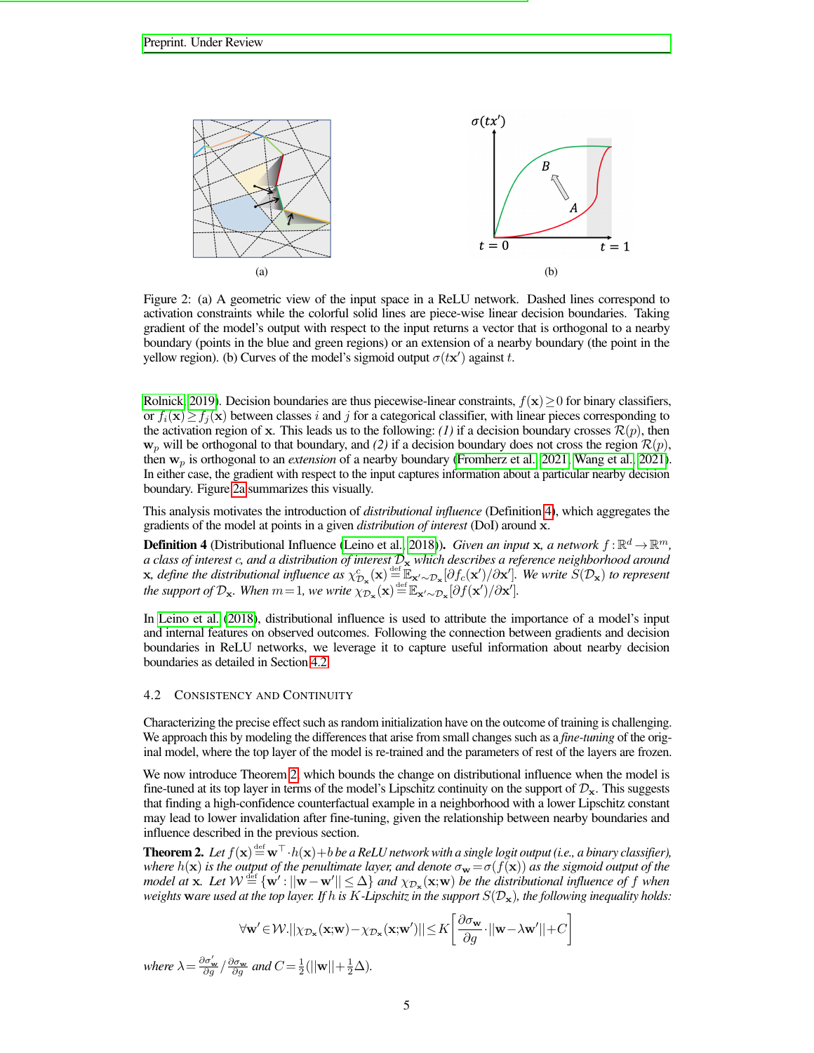(a)

(b)

Figure 2: (a) A geometric view of the input space in a ReLU network. Dashed lines correspond to activation constraints while the colorful solid lines are piece-wise linear decision boundaries. Taking gradient of the model's output with respect to the input returns a vector that is orthogonal to a nearby boundary (points in the blue and green regions) or an extension of a nearby boundary (the point in the yellow region). (b) Curves of the model's sigmoid output $\sigma(t\mathbf{x}')$ against $t$.

Rolnick, 2019). Decision boundaries are thus piecewise-linear constraints, $f(\mathbf{x}) \geq 0$ for binary classifiers, or $f_i(\mathbf{x}) \geq f_j(\mathbf{x})$ between classes $i$ and $j$ for a categorical classifier, with linear pieces corresponding to the activation region of $\mathbf{x}$. This leads us to the following: *(1)* if a decision boundary crosses $\mathcal{R}(p)$, then $\mathbf{w}_p$ will be orthogonal to that boundary, and *(2)* if a decision boundary does not cross the region $\mathcal{R}(p)$, then $\mathbf{w}_p$ is orthogonal to an *extension* of a nearby boundary (Fromherz et al., 2021; Wang et al., 2021). In either case, the gradient with respect to the input captures information about a particular nearby decision boundary. Figure 2a summarizes this visually.

This analysis motivates the introduction of *distributional influence* (Definition 4), which aggregates the gradients of the model at points in a given *distribution of interest* (DoI) around $\mathbf{x}$.

**Definition 4** (Distributional Influence (Leino et al., 2018)). *Given an input* $\mathbf{x}$*, a network* $f : \mathbb{R}^d \to \mathbb{R}^m$*, a class of interest* $c$*, and a distribution of interest* $\mathcal{D}_\mathbf{x}$ *which describes a reference neighborhood around* $\mathbf{x}$*, define the distributional influence as* $\chi^c_{\mathcal{D}_\mathbf{x}}(\mathbf{x}) \stackrel{\text{def}}{=} \mathbb{E}_{\mathbf{x}' \sim \mathcal{D}_\mathbf{x}}[\partial f_c(\mathbf{x}')/\partial \mathbf{x}']$*. We write* $S(\mathcal{D}_\mathbf{x})$ *to represent the support of* $\mathcal{D}_\mathbf{x}$*. When* $m = 1$*, we write* $\chi_{\mathcal{D}_\mathbf{x}}(\mathbf{x}) \stackrel{\text{def}}{=} \mathbb{E}_{\mathbf{x}' \sim \mathcal{D}_\mathbf{x}}[\partial f(\mathbf{x}')/\partial \mathbf{x}']$*.*

In Leino et al. (2018), distributional influence is used to attribute the importance of a model's input and internal features on observed outcomes. Following the connection between gradients and decision boundaries in ReLU networks, we leverage it to capture useful information about nearby decision boundaries as detailed in Section 4.2.

### 4.2 Consistency and Continuity

Characterizing the precise effect such as random initialization have on the outcome of training is challenging. We approach this by modeling the differences that arise from small changes such as a *fine-tuning* of the original model, where the top layer of the model is re-trained and the parameters of rest of the layers are frozen.

We now introduce Theorem 2, which bounds the change on distributional influence when the model is fine-tuned at its top layer in terms of the model's Lipschitz continuity on the support of $\mathcal{D}_\mathbf{x}$. This suggests that finding a high-confidence counterfactual example in a neighborhood with a lower Lipschitz constant may lead to lower invalidation after fine-tuning, given the relationship between nearby boundaries and influence described in the previous section.

**Theorem 2.** *Let* $f(\mathbf{x}) \stackrel{\text{def}}{=} \mathbf{w}^\top \cdot h(\mathbf{x}) + b$ *be a ReLU network with a single logit output (i.e., a binary classifier), where* $h(\mathbf{x})$ *is the output of the penultimate layer, and denote* $\sigma_\mathbf{w} = \sigma(f(\mathbf{x}))$ *as the sigmoid output of the model at* $\mathbf{x}$*. Let* $\mathcal{W} \stackrel{\text{def}}{=} \{\mathbf{w}' : ||\mathbf{w} - \mathbf{w}'|| \leq \Delta\}$ *and* $\chi_{\mathcal{D}_\mathbf{x}}(\mathbf{x}; \mathbf{w})$ *be the distributional influence of* $f$ *when weights* $\mathbf{w}$ *are used at the top layer. If* $h$ *is* $K$*-Lipschitz in the support* $S(\mathcal{D}_\mathbf{x})$*, the following inequality holds:*

$$\forall \mathbf{w}' \in \mathcal{W}. ||\chi_{\mathcal{D}_\mathbf{x}}(\mathbf{x}; \mathbf{w}) - \chi_{\mathcal{D}_\mathbf{x}}(\mathbf{x}; \mathbf{w}')|| \leq K\left[\frac{\partial \sigma_\mathbf{w}}{\partial g} \cdot ||\mathbf{w} - \lambda \mathbf{w}'|| + C\right]$$

*where* $\lambda = \frac{\partial \sigma'_\mathbf{w}}{\partial g} / \frac{\partial \sigma_\mathbf{w}}{\partial g}$ *and* $C = \frac{1}{2}(||\mathbf{w}|| + \frac{1}{2}\Delta)$*.*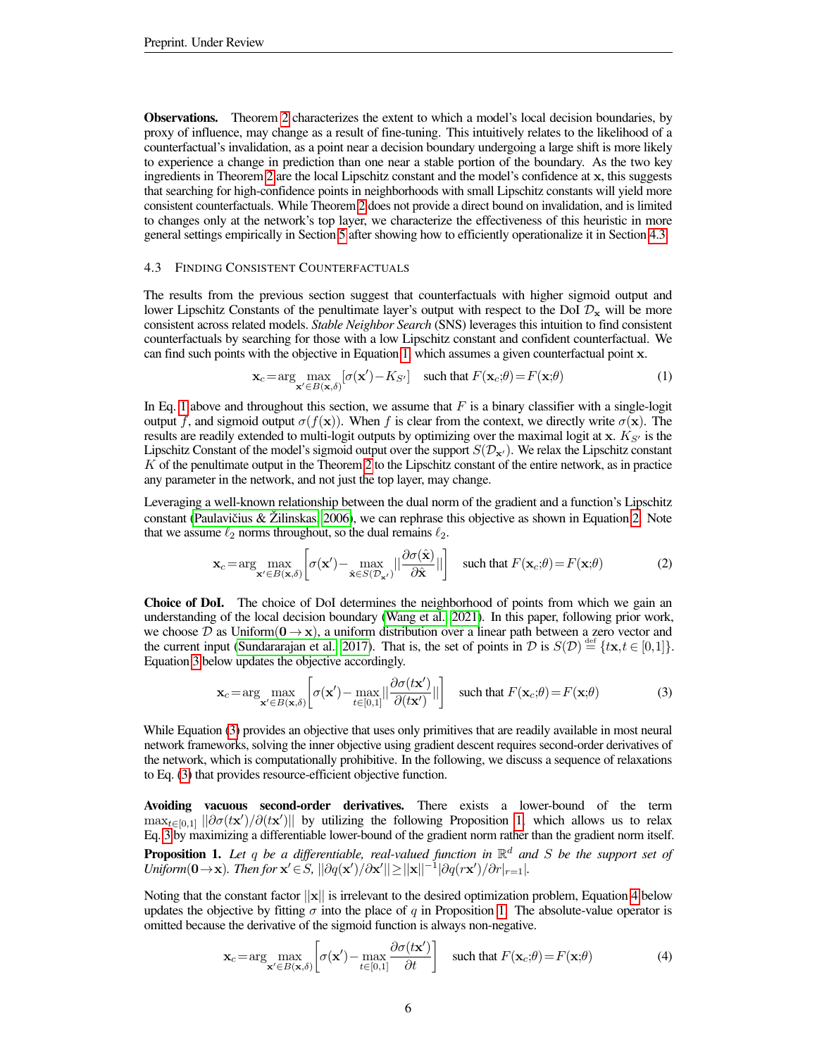**Observations.** Theorem 2 characterizes the extent to which a model's local decision boundaries, by proxy of influence, may change as a result of fine-tuning. This intuitively relates to the likelihood of a counterfactual's invalidation, as a point near a decision boundary undergoing a large shift is more likely to experience a change in prediction than one near a stable portion of the boundary. As the two key ingredients in Theorem 2 are the local Lipschitz constant and the model's confidence at $\mathbf{x}$, this suggests that searching for high-confidence points in neighborhoods with small Lipschitz constants will yield more consistent counterfactuals. While Theorem 2 does not provide a direct bound on invalidation, and is limited to changes only at the network's top layer, we characterize the effectiveness of this heuristic in more general settings empirically in Section 5 after showing how to efficiently operationalize it in Section 4.3.

### 4.3 Finding Consistent Counterfactuals

The results from the previous section suggest that counterfactuals with higher sigmoid output and lower Lipschitz Constants of the penultimate layer's output with respect to the DoI $\mathcal{D}_\mathbf{x}$ will be more consistent across related models. *Stable Neighbor Search* (SNS) leverages this intuition to find consistent counterfactuals by searching for those with a low Lipschitz constant and confident counterfactual. We can find such points with the objective in Equation 1, which assumes a given counterfactual point $\mathbf{x}$.

$$\mathbf{x}_c = \arg\max_{\mathbf{x}' \in B(\mathbf{x},\delta)} [\sigma(\mathbf{x}') - K_{S'}] \quad \text{such that } F(\mathbf{x}_c;\theta) = F(\mathbf{x};\theta) \tag{1}$$

In Eq. 1 above and throughout this section, we assume that $F$ is a binary classifier with a single-logit output $f$, and sigmoid output $\sigma(f(\mathbf{x}))$. When $f$ is clear from the context, we directly write $\sigma(\mathbf{x})$. The results are readily extended to multi-logit outputs by optimizing over the maximal logit at $\mathbf{x}$. $K_{S'}$ is the Lipschitz Constant of the model's sigmoid output over the support $S(\mathcal{D}_{\mathbf{x}'})$. We relax the Lipschitz constant $K$ of the penultimate output in the Theorem 2 to the Lipschitz constant of the entire network, as in practice any parameter in the network, and not just the top layer, may change.

Leveraging a well-known relationship between the dual norm of the gradient and a function's Lipschitz constant (Paulavičius & Žilinskas, 2006), we can rephrase this objective as shown in Equation 2. Note that we assume $\ell_2$ norms throughout, so the dual remains $\ell_2$.

$$\mathbf{x}_c = \arg\max_{\mathbf{x}' \in B(\mathbf{x},\delta)} \left[\sigma(\mathbf{x}') - \max_{\hat{\mathbf{x}} \in S(\mathcal{D}_{\mathbf{x}'})} \left|\left|\frac{\partial \sigma(\hat{\mathbf{x}})}{\partial \hat{\mathbf{x}}}\right|\right|\right] \quad \text{such that } F(\mathbf{x}_c;\theta) = F(\mathbf{x};\theta) \tag{2}$$

**Choice of DoI.** The choice of DoI determines the neighborhood of points from which we gain an understanding of the local decision boundary (Wang et al., 2021). In this paper, following prior work, we choose $\mathcal{D}$ as Uniform$(\mathbf{0} \to \mathbf{x})$, a uniform distribution over a linear path between a zero vector and the current input (Sundararajan et al., 2017). That is, the set of points in $\mathcal{D}$ is $S(\mathcal{D}) \stackrel{\text{def}}{=} \{t\mathbf{x}, t \in [0,1]\}$. Equation 3 below updates the objective accordingly.

$$\mathbf{x}_c = \arg\max_{\mathbf{x}' \in B(\mathbf{x},\delta)} \left[\sigma(\mathbf{x}') - \max_{t \in [0,1]} \left|\left|\frac{\partial \sigma(t\mathbf{x}')}{\partial (t\mathbf{x}')}\right|\right|\right] \quad \text{such that } F(\mathbf{x}_c;\theta) = F(\mathbf{x};\theta) \tag{3}$$

While Equation (3) provides an objective that uses only primitives that are readily available in most neural network frameworks, solving the inner objective using gradient descent requires second-order derivatives of the network, which is computationally prohibitive. In the following, we discuss a sequence of relaxations to Eq. (3) that provides resource-efficient objective function.

**Avoiding vacuous second-order derivatives.** There exists a lower-bound of the term $\max_{t \in [0,1]} ||\partial\sigma(t\mathbf{x}')/\partial(t\mathbf{x}')||$ by utilizing the following Proposition 1, which allows us to relax Eq. 3 by maximizing a differentiable lower-bound of the gradient norm rather than the gradient norm itself.

**Proposition 1.** *Let $q$ be a differentiable, real-valued function in $\mathbb{R}^d$ and $S$ be the support set of Uniform$(\mathbf{0} \to \mathbf{x})$. Then for $\mathbf{x}' \in S$, $||\partial q(\mathbf{x}')/\partial \mathbf{x}'|| \geq ||\mathbf{x}||^{-1} |\partial q(r\mathbf{x}')/\partial r|_{r=1}|$.*

Noting that the constant factor $||\mathbf{x}||$ is irrelevant to the desired optimization problem, Equation 4 below updates the objective by fitting $\sigma$ into the place of $q$ in Proposition 1. The absolute-value operator is omitted because the derivative of the sigmoid function is always non-negative.

$$\mathbf{x}_c = \arg\max_{\mathbf{x}' \in B(\mathbf{x},\delta)} \left[\sigma(\mathbf{x}') - \max_{t \in [0,1]} \frac{\partial \sigma(t\mathbf{x}')}{\partial t}\right] \quad \text{such that } F(\mathbf{x}_c;\theta) = F(\mathbf{x};\theta) \tag{4}$$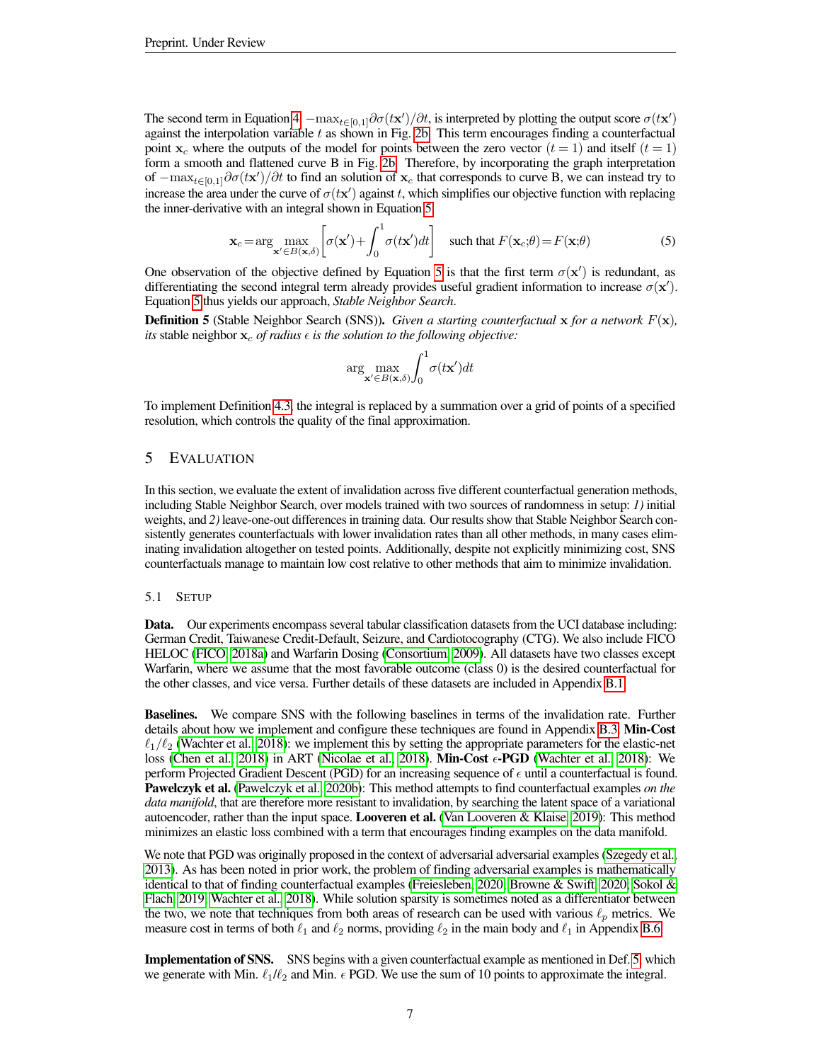The second term in Equation 4, $-\max_{t\in[0,1]}\partial\sigma(t\mathbf{x}')/\partial t$, is interpreted by plotting the output score $\sigma(t\mathbf{x}')$ against the interpolation variable $t$ as shown in Fig. 2b. This term encourages finding a counterfactual point $\mathbf{x}_c$ where the outputs of the model for points between the zero vector ($t=1$) and itself ($t=1$) form a smooth and flattened curve B in Fig. 2b. Therefore, by incorporating the graph interpretation of $-\max_{t\in[0,1]}\partial\sigma(t\mathbf{x}')/\partial t$ to find an solution of $\mathbf{x}_c$ that corresponds to curve B, we can instead try to increase the area under the curve of $\sigma(t\mathbf{x}')$ against $t$, which simplifies our objective function with replacing the inner-derivative with an integral shown in Equation 5.

$$\mathbf{x}_c = \arg\max_{\mathbf{x}'\in B(\mathbf{x},\delta)}\left[\sigma(\mathbf{x}') + \int_0^1 \sigma(t\mathbf{x}')dt\right] \quad \text{such that } F(\mathbf{x}_c;\theta) = F(\mathbf{x};\theta) \tag{5}$$

One observation of the objective defined by Equation 5 is that the first term $\sigma(\mathbf{x}')$ is redundant, as differentiating the second integral term already provides useful gradient information to increase $\sigma(\mathbf{x}')$. Equation 5 thus yields our approach, *Stable Neighbor Search*.

**Definition 5** (Stable Neighbor Search (SNS))**.** *Given a starting counterfactual* $\mathbf{x}$ *for a network* $F(\mathbf{x})$*, its* stable neighbor $\mathbf{x}_c$ *of radius* $\epsilon$ *is the solution to the following objective:*

$$\arg\max_{\mathbf{x}'\in B(\mathbf{x},\delta)} \int_0^1 \sigma(t\mathbf{x}')dt$$

To implement Definition 4.3, the integral is replaced by a summation over a grid of points of a specified resolution, which controls the quality of the final approximation.

## 5 Evaluation

In this section, we evaluate the extent of invalidation across five different counterfactual generation methods, including Stable Neighbor Search, over models trained with two sources of randomness in setup: *1)* initial weights, and *2)* leave-one-out differences in training data. Our results show that Stable Neighbor Search consistently generates counterfactuals with lower invalidation rates than all other methods, in many cases eliminating invalidation altogether on tested points. Additionally, despite not explicitly minimizing cost, SNS counterfactuals manage to maintain low cost relative to other methods that aim to minimize invalidation.

### 5.1 Setup

**Data.** Our experiments encompass several tabular classification datasets from the UCI database including: German Credit, Taiwanese Credit-Default, Seizure, and Cardiotocography (CTG). We also include FICO HELOC (FICO, 2018a) and Warfarin Dosing (Consortium, 2009). All datasets have two classes except Warfarin, where we assume that the most favorable outcome (class 0) is the desired counterfactual for the other classes, and vice versa. Further details of these datasets are included in Appendix B.1.

**Baselines.** We compare SNS with the following baselines in terms of the invalidation rate. Further details about how we implement and configure these techniques are found in Appendix B.3. **Min-Cost** $\ell_1/\ell_2$ (Wachter et al., 2018): we implement this by setting the appropriate parameters for the elastic-net loss (Chen et al., 2018) in ART (Nicolae et al., 2018). **Min-Cost $\epsilon$-PGD** (Wachter et al., 2018): We perform Projected Gradient Descent (PGD) for an increasing sequence of $\epsilon$ until a counterfactual is found. **Pawelczyk et al.** (Pawelczyk et al., 2020b): This method attempts to find counterfactual examples *on the data manifold*, that are therefore more resistant to invalidation, by searching the latent space of a variational autoencoder, rather than the input space. **Looveren et al.** (Van Looveren & Klaise, 2019): This method minimizes an elastic loss combined with a term that encourages finding examples on the data manifold.

We note that PGD was originally proposed in the context of adversarial adversarial examples (Szegedy et al., 2013). As has been noted in prior work, the problem of finding adversarial examples is mathematically identical to that of finding counterfactual examples (Freiesleben, 2020; Browne & Swift, 2020; Sokol & Flach, 2019; Wachter et al., 2018). While solution sparsity is sometimes noted as a differentiator between the two, we note that techniques from both areas of research can be used with various $\ell_p$ metrics. We measure cost in terms of both $\ell_1$ and $\ell_2$ norms, providing $\ell_2$ in the main body and $\ell_1$ in Appendix B.6.

**Implementation of SNS.** SNS begins with a given counterfactual example as mentioned in Def. 5, which we generate with Min. $\ell_1/\ell_2$ and Min. $\epsilon$ PGD. We use the sum of 10 points to approximate the integral.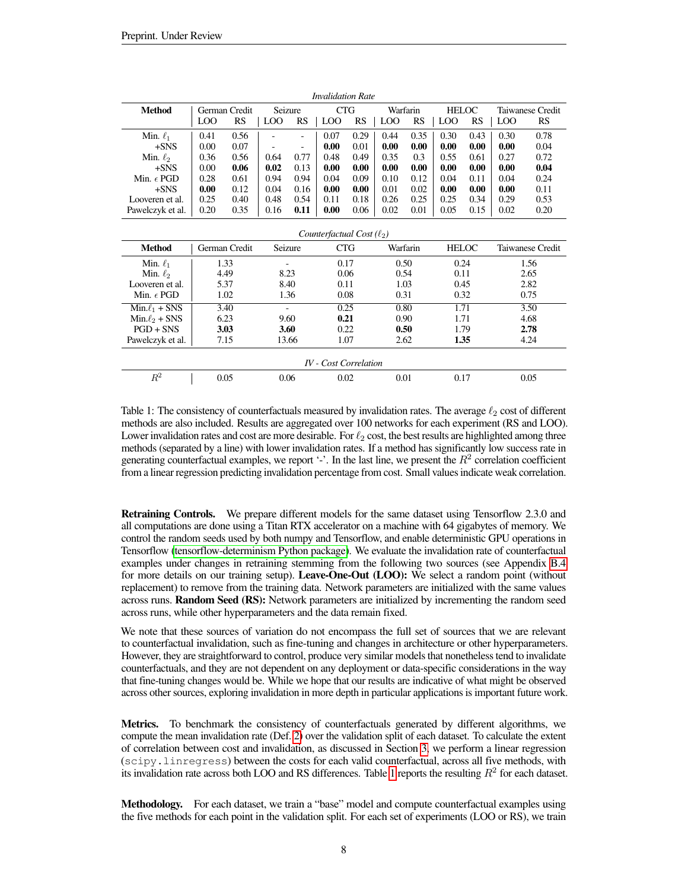*Invalidation Rate*

| Method | German Credit | | Seizure | | CTG | | Warfarin | | HELOC | | Taiwanese Credit | |
|---|---|---|---|---|---|---|---|---|---|---|---|---|
| | LOO | RS | LOO | RS | LOO | RS | LOO | RS | LOO | RS | LOO | RS |
| Min. $\ell_1$ | 0.41 | 0.56 | - | - | 0.07 | 0.29 | 0.44 | 0.35 | 0.30 | 0.43 | 0.30 | 0.78 |
| +SNS | 0.00 | 0.07 | - | - | **0.00** | 0.01 | **0.00** | **0.00** | **0.00** | **0.00** | **0.00** | 0.04 |
| Min. $\ell_2$ | 0.36 | 0.56 | 0.64 | 0.77 | 0.48 | 0.49 | 0.35 | 0.3 | 0.55 | 0.61 | 0.27 | 0.72 |
| +SNS | 0.00 | **0.06** | **0.02** | 0.13 | **0.00** | **0.00** | **0.00** | **0.00** | **0.00** | **0.00** | **0.00** | **0.04** |
| Min. $\epsilon$ PGD | 0.28 | 0.61 | 0.94 | 0.94 | 0.04 | 0.09 | 0.10 | 0.12 | 0.04 | 0.11 | 0.04 | 0.24 |
| +SNS | **0.00** | 0.12 | 0.04 | 0.16 | **0.00** | **0.00** | 0.01 | 0.02 | **0.00** | **0.00** | **0.00** | 0.11 |
| Looveren et al. | 0.25 | 0.40 | 0.48 | 0.54 | 0.11 | 0.18 | 0.26 | 0.25 | 0.25 | 0.34 | 0.29 | 0.53 |
| Pawelczyk et al. | 0.20 | 0.35 | 0.16 | **0.11** | **0.00** | 0.06 | 0.02 | 0.01 | 0.05 | 0.15 | 0.02 | 0.20 |

*Counterfactual Cost ($\ell_2$)*

| Method | German Credit | Seizure | CTG | Warfarin | HELOC | Taiwanese Credit |
|---|---|---|---|---|---|---|
| Min. $\ell_1$ | 1.33 | - | 0.17 | 0.50 | 0.24 | 1.56 |
| Min. $\ell_2$ | 4.49 | 8.23 | 0.06 | 0.54 | 0.11 | 2.65 |
| Looveren et al. | 5.37 | 8.40 | 0.11 | 1.03 | 0.45 | 2.82 |
| Min. $\epsilon$ PGD | 1.02 | 1.36 | 0.08 | 0.31 | 0.32 | 0.75 |
| Min.$\ell_1$ + SNS | 3.40 | - | 0.25 | 0.80 | 1.71 | 3.50 |
| Min.$\ell_2$ + SNS | 6.23 | 9.60 | **0.21** | 0.90 | 1.71 | 4.68 |
| PGD + SNS | **3.03** | **3.60** | 0.22 | **0.50** | 1.79 | **2.78** |
| Pawelczyk et al. | 7.15 | 13.66 | 1.07 | 2.62 | **1.35** | 4.24 |

*IV - Cost Correlation*

| | German Credit | Seizure | CTG | Warfarin | HELOC | Taiwanese Credit |
|---|---|---|---|---|---|---|
| $R^2$ | 0.05 | 0.06 | 0.02 | 0.01 | 0.17 | 0.05 |

Table 1: The consistency of counterfactuals measured by invalidation rates. The average $\ell_2$ cost of different methods are also included. Results are aggregated over 100 networks for each experiment (RS and LOO). Lower invalidation rates and cost are more desirable. For $\ell_2$ cost, the best results are highlighted among three methods (separated by a line) with lower invalidation rates. If a method has significantly low success rate in generating counterfactual examples, we report '-'. In the last line, we present the $R^2$ correlation coefficient from a linear regression predicting invalidation percentage from cost. Small values indicate weak correlation.

**Retraining Controls.** We prepare different models for the same dataset using Tensorflow 2.3.0 and all computations are done using a Titan RTX accelerator on a machine with 64 gigabytes of memory. We control the random seeds used by both numpy and Tensorflow, and enable deterministic GPU operations in Tensorflow (tensorflow-determinism Python package). We evaluate the invalidation rate of counterfactual examples under changes in retraining stemming from the following two sources (see Appendix B.4 for more details on our training setup). **Leave-One-Out (LOO):** We select a random point (without replacement) to remove from the training data. Network parameters are initialized with the same values across runs. **Random Seed (RS):** Network parameters are initialized by incrementing the random seed across runs, while other hyperparameters and the data remain fixed.

We note that these sources of variation do not encompass the full set of sources that we are relevant to counterfactual invalidation, such as fine-tuning and changes in architecture or other hyperparameters. However, they are straightforward to control, produce very similar models that nonetheless tend to invalidate counterfactuals, and they are not dependent on any deployment or data-specific considerations in the way that fine-tuning changes would be. While we hope that our results are indicative of what might be observed across other sources, exploring invalidation in more depth in particular applications is important future work.

**Metrics.** To benchmark the consistency of counterfactuals generated by different algorithms, we compute the mean invalidation rate (Def. 2) over the validation split of each dataset. To calculate the extent of correlation between cost and invalidation, as discussed in Section 3, we perform a linear regression (`scipy.linregress`) between the costs for each valid counterfactual, across all five methods, with its invalidation rate across both LOO and RS differences. Table 1 reports the resulting $R^2$ for each dataset.

**Methodology.** For each dataset, we train a "base" model and compute counterfactual examples using the five methods for each point in the validation split. For each set of experiments (LOO or RS), we train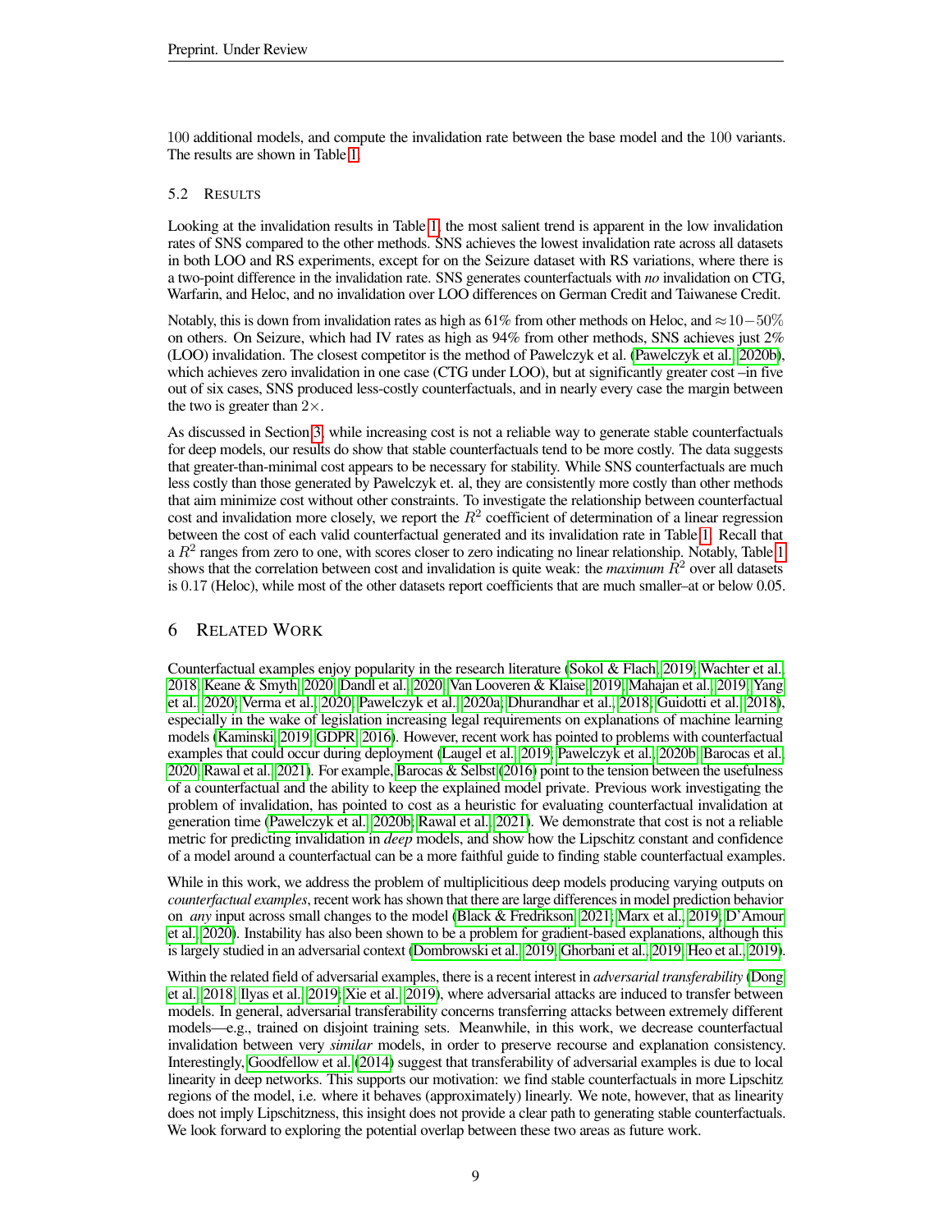100 additional models, and compute the invalidation rate between the base model and the 100 variants. The results are shown in Table 1.

### 5.2 Results

Looking at the invalidation results in Table 1, the most salient trend is apparent in the low invalidation rates of SNS compared to the other methods. SNS achieves the lowest invalidation rate across all datasets in both LOO and RS experiments, except for on the Seizure dataset with RS variations, where there is a two-point difference in the invalidation rate. SNS generates counterfactuals with *no* invalidation on CTG, Warfarin, and Heloc, and no invalidation over LOO differences on German Credit and Taiwanese Credit.

Notably, this is down from invalidation rates as high as 61% from other methods on Heloc, and $\approx 10-50\%$ on others. On Seizure, which had IV rates as high as 94% from other methods, SNS achieves just 2% (LOO) invalidation. The closest competitor is the method of Pawelczyk et al. (Pawelczyk et al., 2020b), which achieves zero invalidation in one case (CTG under LOO), but at significantly greater cost –in five out of six cases, SNS produced less-costly counterfactuals, and in nearly every case the margin between the two is greater than $2\times$.

As discussed in Section 3, while increasing cost is not a reliable way to generate stable counterfactuals for deep models, our results do show that stable counterfactuals tend to be more costly. The data suggests that greater-than-minimal cost appears to be necessary for stability. While SNS counterfactuals are much less costly than those generated by Pawelczyk et. al, they are consistently more costly than other methods that aim minimize cost without other constraints. To investigate the relationship between counterfactual cost and invalidation more closely, we report the $R^2$ coefficient of determination of a linear regression between the cost of each valid counterfactual generated and its invalidation rate in Table 1. Recall that a $R^2$ ranges from zero to one, with scores closer to zero indicating no linear relationship. Notably, Table 1 shows that the correlation between cost and invalidation is quite weak: the *maximum* $R^2$ over all datasets is 0.17 (Heloc), while most of the other datasets report coefficients that are much smaller–at or below 0.05.

## 6 Related Work

Counterfactual examples enjoy popularity in the research literature (Sokol & Flach, 2019; Wachter et al., 2018; Keane & Smyth, 2020; Dandl et al., 2020; Van Looveren & Klaise, 2019; Mahajan et al., 2019; Yang et al., 2020; Verma et al., 2020; Pawelczyk et al., 2020a; Dhurandhar et al., 2018; Guidotti et al., 2018), especially in the wake of legislation increasing legal requirements on explanations of machine learning models (Kaminski, 2019; GDPR, 2016). However, recent work has pointed to problems with counterfactual examples that could occur during deployment (Laugel et al., 2019; Pawelczyk et al., 2020b; Barocas et al., 2020; Rawal et al., 2021). For example, Barocas & Selbst (2016) point to the tension between the usefulness of a counterfactual and the ability to keep the explained model private. Previous work investigating the problem of invalidation, has pointed to cost as a heuristic for evaluating counterfactual invalidation at generation time (Pawelczyk et al., 2020b; Rawal et al., 2021). We demonstrate that cost is not a reliable metric for predicting invalidation in *deep* models, and show how the Lipschitz constant and confidence of a model around a counterfactual can be a more faithful guide to finding stable counterfactual examples.

While in this work, we address the problem of multiplicitious deep models producing varying outputs on *counterfactual examples*, recent work has shown that there are large differences in model prediction behavior on *any* input across small changes to the model (Black & Fredrikson, 2021; Marx et al., 2019; D'Amour et al., 2020). Instability has also been shown to be a problem for gradient-based explanations, although this is largely studied in an adversarial context (Dombrowski et al., 2019; Ghorbani et al., 2019; Heo et al., 2019).

Within the related field of adversarial examples, there is a recent interest in *adversarial transferability* (Dong et al., 2018; Ilyas et al., 2019; Xie et al., 2019), where adversarial attacks are induced to transfer between models. In general, adversarial transferability concerns transferring attacks between extremely different models—e.g., trained on disjoint training sets. Meanwhile, in this work, we decrease counterfactual invalidation between very *similar* models, in order to preserve recourse and explanation consistency. Interestingly, Goodfellow et al. (2014) suggest that transferability of adversarial examples is due to local linearity in deep networks. This supports our motivation: we find stable counterfactuals in more Lipschitz regions of the model, i.e. where it behaves (approximately) linearly. We note, however, that as linearity does not imply Lipschitzness, this insight does not provide a clear path to generating stable counterfactuals. We look forward to exploring the potential overlap between these two areas as future work.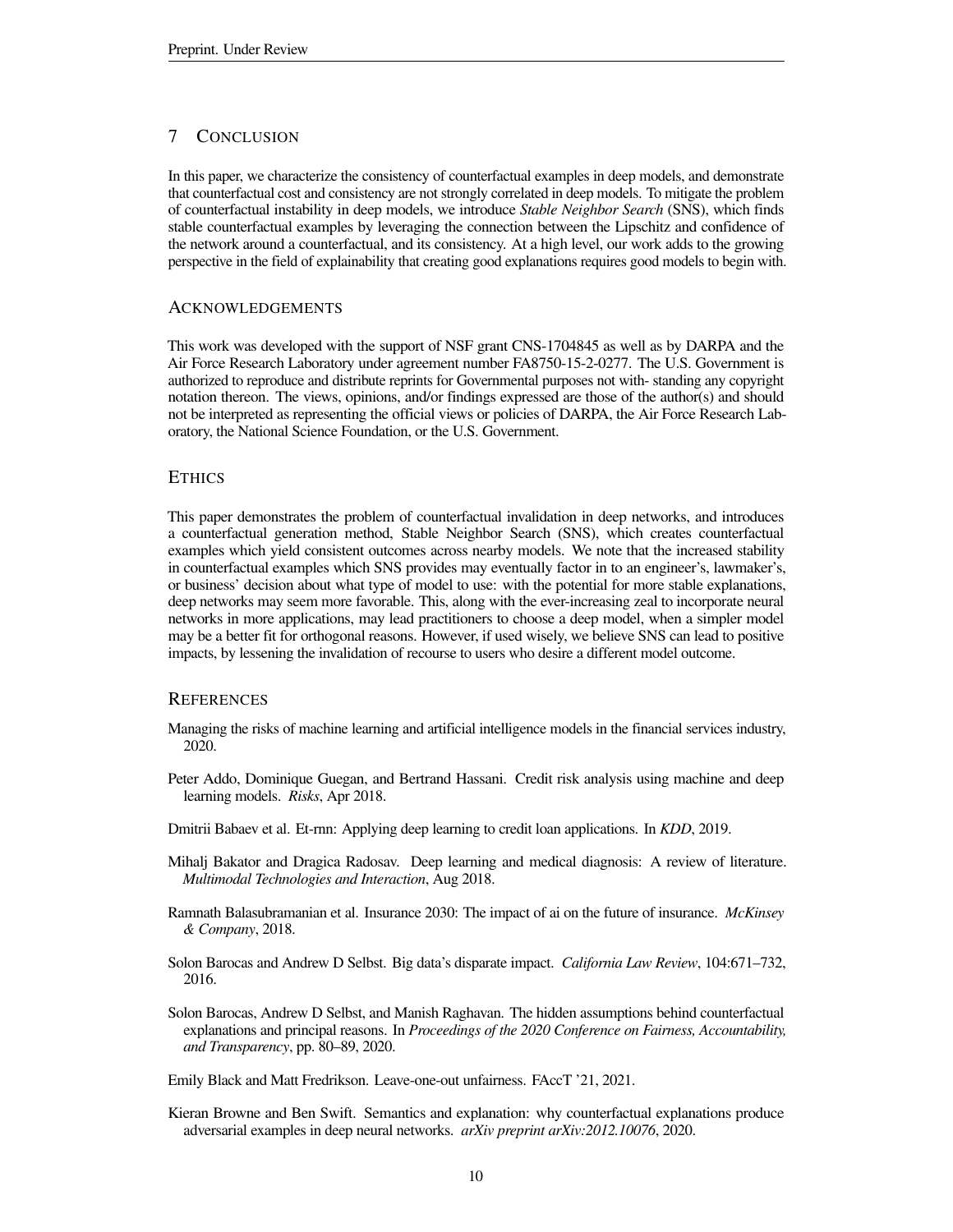## 7 CONCLUSION

In this paper, we characterize the consistency of counterfactual examples in deep models, and demonstrate that counterfactual cost and consistency are not strongly correlated in deep models. To mitigate the problem of counterfactual instability in deep models, we introduce *Stable Neighbor Search* (SNS), which finds stable counterfactual examples by leveraging the connection between the Lipschitz and confidence of the network around a counterfactual, and its consistency. At a high level, our work adds to the growing perspective in the field of explainability that creating good explanations requires good models to begin with.

### ACKNOWLEDGEMENTS

This work was developed with the support of NSF grant CNS-1704845 as well as by DARPA and the Air Force Research Laboratory under agreement number FA8750-15-2-0277. The U.S. Government is authorized to reproduce and distribute reprints for Governmental purposes not with- standing any copyright notation thereon. The views, opinions, and/or findings expressed are those of the author(s) and should not be interpreted as representing the official views or policies of DARPA, the Air Force Research Laboratory, the National Science Foundation, or the U.S. Government.

### ETHICS

This paper demonstrates the problem of counterfactual invalidation in deep networks, and introduces a counterfactual generation method, Stable Neighbor Search (SNS), which creates counterfactual examples which yield consistent outcomes across nearby models. We note that the increased stability in counterfactual examples which SNS provides may eventually factor in to an engineer's, lawmaker's, or business' decision about what type of model to use: with the potential for more stable explanations, deep networks may seem more favorable. This, along with the ever-increasing zeal to incorporate neural networks in more applications, may lead practitioners to choose a deep model, when a simpler model may be a better fit for orthogonal reasons. However, if used wisely, we believe SNS can lead to positive impacts, by lessening the invalidation of recourse to users who desire a different model outcome.

### REFERENCES

Managing the risks of machine learning and artificial intelligence models in the financial services industry, 2020.

Peter Addo, Dominique Guegan, and Bertrand Hassani. Credit risk analysis using machine and deep learning models. *Risks*, Apr 2018.

Dmitrii Babaev et al. Et-rnn: Applying deep learning to credit loan applications. In *KDD*, 2019.

Mihalj Bakator and Dragica Radosav. Deep learning and medical diagnosis: A review of literature. *Multimodal Technologies and Interaction*, Aug 2018.

Ramnath Balasubramanian et al. Insurance 2030: The impact of ai on the future of insurance. *McKinsey & Company*, 2018.

Solon Barocas and Andrew D Selbst. Big data's disparate impact. *California Law Review*, 104:671–732, 2016.

Solon Barocas, Andrew D Selbst, and Manish Raghavan. The hidden assumptions behind counterfactual explanations and principal reasons. In *Proceedings of the 2020 Conference on Fairness, Accountability, and Transparency*, pp. 80–89, 2020.

Emily Black and Matt Fredrikson. Leave-one-out unfairness. FAccT '21, 2021.

Kieran Browne and Ben Swift. Semantics and explanation: why counterfactual explanations produce adversarial examples in deep neural networks. *arXiv preprint arXiv:2012.10076*, 2020.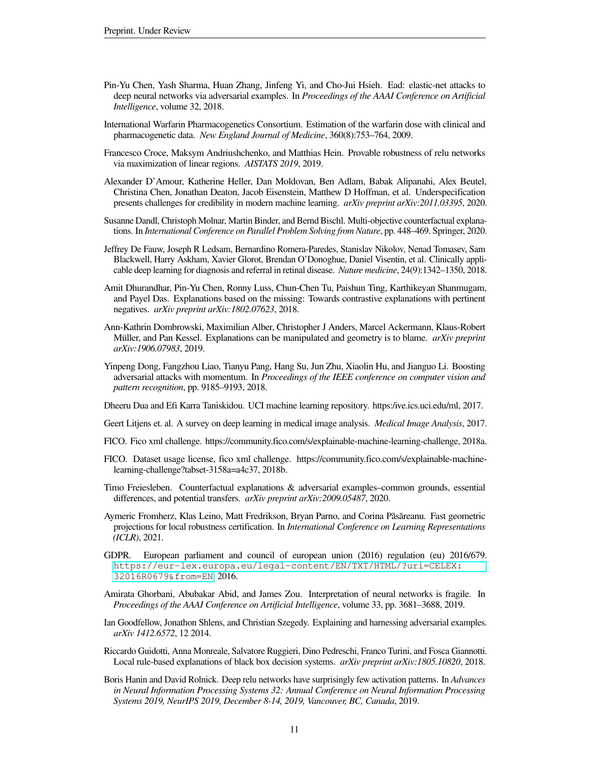Pin-Yu Chen, Yash Sharma, Huan Zhang, Jinfeng Yi, and Cho-Jui Hsieh. Ead: elastic-net attacks to deep neural networks via adversarial examples. In *Proceedings of the AAAI Conference on Artificial Intelligence*, volume 32, 2018.

International Warfarin Pharmacogenetics Consortium. Estimation of the warfarin dose with clinical and pharmacogenetic data. *New England Journal of Medicine*, 360(8):753–764, 2009.

Francesco Croce, Maksym Andriushchenko, and Matthias Hein. Provable robustness of relu networks via maximization of linear regions. *AISTATS 2019*, 2019.

Alexander D'Amour, Katherine Heller, Dan Moldovan, Ben Adlam, Babak Alipanahi, Alex Beutel, Christina Chen, Jonathan Deaton, Jacob Eisenstein, Matthew D Hoffman, et al. Underspecification presents challenges for credibility in modern machine learning. *arXiv preprint arXiv:2011.03395*, 2020.

Susanne Dandl, Christoph Molnar, Martin Binder, and Bernd Bischl. Multi-objective counterfactual explanations. In *International Conference on Parallel Problem Solving from Nature*, pp. 448–469. Springer, 2020.

Jeffrey De Fauw, Joseph R Ledsam, Bernardino Romera-Paredes, Stanislav Nikolov, Nenad Tomasev, Sam Blackwell, Harry Askham, Xavier Glorot, Brendan O'Donoghue, Daniel Visentin, et al. Clinically applicable deep learning for diagnosis and referral in retinal disease. *Nature medicine*, 24(9):1342–1350, 2018.

Amit Dhurandhar, Pin-Yu Chen, Ronny Luss, Chun-Chen Tu, Paishun Ting, Karthikeyan Shanmugam, and Payel Das. Explanations based on the missing: Towards contrastive explanations with pertinent negatives. *arXiv preprint arXiv:1802.07623*, 2018.

Ann-Kathrin Dombrowski, Maximilian Alber, Christopher J Anders, Marcel Ackermann, Klaus-Robert Müller, and Pan Kessel. Explanations can be manipulated and geometry is to blame. *arXiv preprint arXiv:1906.07983*, 2019.

Yinpeng Dong, Fangzhou Liao, Tianyu Pang, Hang Su, Jun Zhu, Xiaolin Hu, and Jianguo Li. Boosting adversarial attacks with momentum. In *Proceedings of the IEEE conference on computer vision and pattern recognition*, pp. 9185–9193, 2018.

Dheeru Dua and Efi Karra Taniskidou. UCI machine learning repository. https:/ive.ics.uci.edu/ml, 2017.

Geert Litjens et. al. A survey on deep learning in medical image analysis. *Medical Image Analysis*, 2017.

FICO. Fico xml challenge. https://community.fico.com/s/explainable-machine-learning-challenge, 2018a.

FICO. Dataset usage license, fico xml challenge. https://community.fico.com/s/explainable-machine-learning-challenge?tabset-3158a=a4c37, 2018b.

Timo Freiesleben. Counterfactual explanations & adversarial examples–common grounds, essential differences, and potential transfers. *arXiv preprint arXiv:2009.05487*, 2020.

Aymeric Fromherz, Klas Leino, Matt Fredrikson, Bryan Parno, and Corina Păsăreanu. Fast geometric projections for local robustness certification. In *International Conference on Learning Representations (ICLR)*, 2021.

GDPR. European parliament and council of european union (2016) regulation (eu) 2016/679. https://eur-lex.europa.eu/legal-content/EN/TXT/HTML/?uri=CELEX:32016R0679&from=EN, 2016.

Amirata Ghorbani, Abubakar Abid, and James Zou. Interpretation of neural networks is fragile. In *Proceedings of the AAAI Conference on Artificial Intelligence*, volume 33, pp. 3681–3688, 2019.

Ian Goodfellow, Jonathon Shlens, and Christian Szegedy. Explaining and harnessing adversarial examples. *arXiv 1412.6572*, 12 2014.

Riccardo Guidotti, Anna Monreale, Salvatore Ruggieri, Dino Pedreschi, Franco Turini, and Fosca Giannotti. Local rule-based explanations of black box decision systems. *arXiv preprint arXiv:1805.10820*, 2018.

Boris Hanin and David Rolnick. Deep relu networks have surprisingly few activation patterns. In *Advances in Neural Information Processing Systems 32: Annual Conference on Neural Information Processing Systems 2019, NeurIPS 2019, December 8-14, 2019, Vancouver, BC, Canada*, 2019.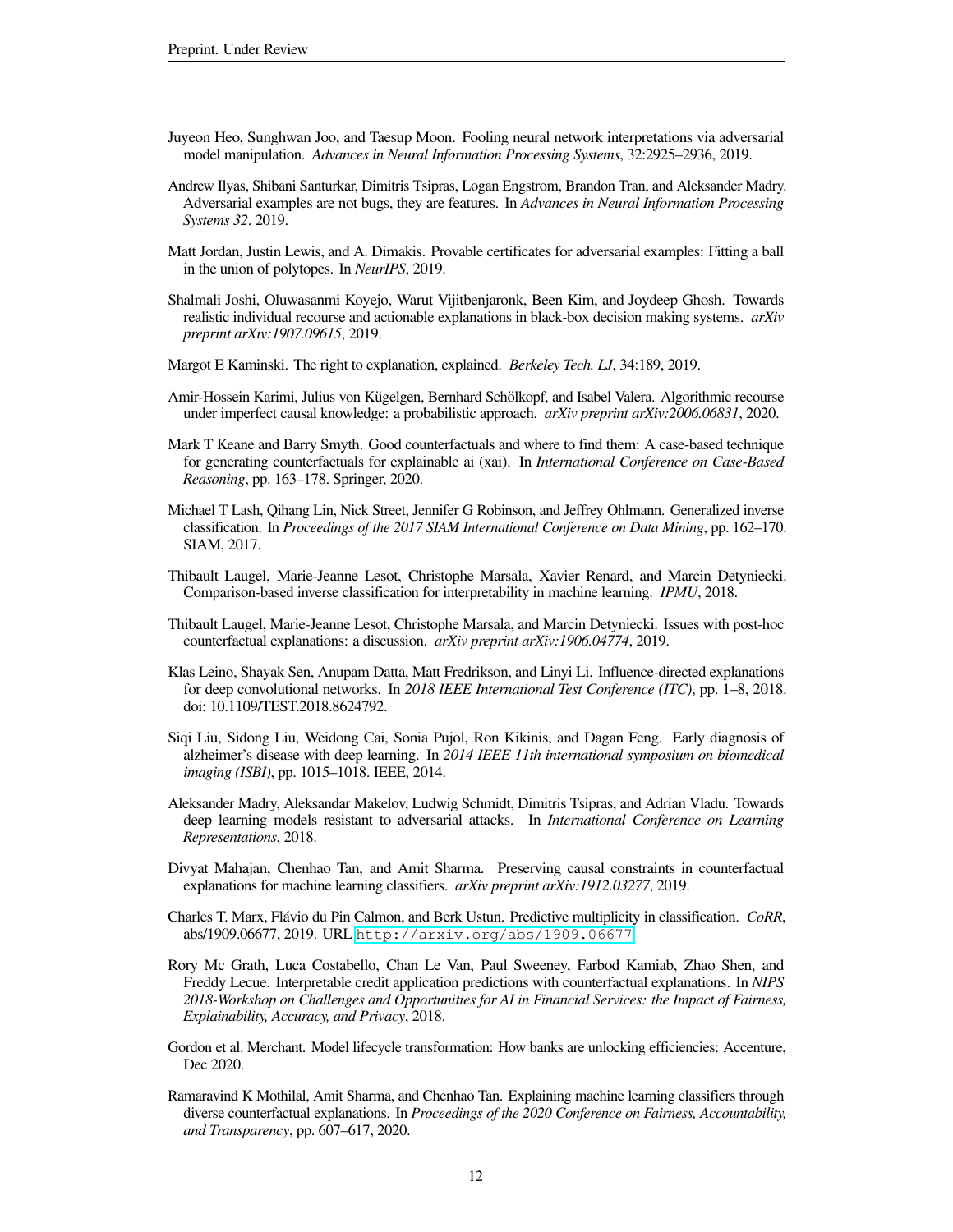Juyeon Heo, Sunghwan Joo, and Taesup Moon. Fooling neural network interpretations via adversarial model manipulation. *Advances in Neural Information Processing Systems*, 32:2925–2936, 2019.

Andrew Ilyas, Shibani Santurkar, Dimitris Tsipras, Logan Engstrom, Brandon Tran, and Aleksander Madry. Adversarial examples are not bugs, they are features. In *Advances in Neural Information Processing Systems 32*. 2019.

Matt Jordan, Justin Lewis, and A. Dimakis. Provable certificates for adversarial examples: Fitting a ball in the union of polytopes. In *NeurIPS*, 2019.

Shalmali Joshi, Oluwasanmi Koyejo, Warut Vijitbenjaronk, Been Kim, and Joydeep Ghosh. Towards realistic individual recourse and actionable explanations in black-box decision making systems. *arXiv preprint arXiv:1907.09615*, 2019.

Margot E Kaminski. The right to explanation, explained. *Berkeley Tech. LJ*, 34:189, 2019.

Amir-Hossein Karimi, Julius von Kügelgen, Bernhard Schölkopf, and Isabel Valera. Algorithmic recourse under imperfect causal knowledge: a probabilistic approach. *arXiv preprint arXiv:2006.06831*, 2020.

Mark T Keane and Barry Smyth. Good counterfactuals and where to find them: A case-based technique for generating counterfactuals for explainable ai (xai). In *International Conference on Case-Based Reasoning*, pp. 163–178. Springer, 2020.

Michael T Lash, Qihang Lin, Nick Street, Jennifer G Robinson, and Jeffrey Ohlmann. Generalized inverse classification. In *Proceedings of the 2017 SIAM International Conference on Data Mining*, pp. 162–170. SIAM, 2017.

Thibault Laugel, Marie-Jeanne Lesot, Christophe Marsala, Xavier Renard, and Marcin Detyniecki. Comparison-based inverse classification for interpretability in machine learning. *IPMU*, 2018.

Thibault Laugel, Marie-Jeanne Lesot, Christophe Marsala, and Marcin Detyniecki. Issues with post-hoc counterfactual explanations: a discussion. *arXiv preprint arXiv:1906.04774*, 2019.

Klas Leino, Shayak Sen, Anupam Datta, Matt Fredrikson, and Linyi Li. Influence-directed explanations for deep convolutional networks. In *2018 IEEE International Test Conference (ITC)*, pp. 1–8, 2018. doi: 10.1109/TEST.2018.8624792.

Siqi Liu, Sidong Liu, Weidong Cai, Sonia Pujol, Ron Kikinis, and Dagan Feng. Early diagnosis of alzheimer's disease with deep learning. In *2014 IEEE 11th international symposium on biomedical imaging (ISBI)*, pp. 1015–1018. IEEE, 2014.

Aleksander Madry, Aleksandar Makelov, Ludwig Schmidt, Dimitris Tsipras, and Adrian Vladu. Towards deep learning models resistant to adversarial attacks. In *International Conference on Learning Representations*, 2018.

Divyat Mahajan, Chenhao Tan, and Amit Sharma. Preserving causal constraints in counterfactual explanations for machine learning classifiers. *arXiv preprint arXiv:1912.03277*, 2019.

Charles T. Marx, Flávio du Pin Calmon, and Berk Ustun. Predictive multiplicity in classification. *CoRR*, abs/1909.06677, 2019. URL http://arxiv.org/abs/1909.06677.

Rory Mc Grath, Luca Costabello, Chan Le Van, Paul Sweeney, Farbod Kamiab, Zhao Shen, and Freddy Lecue. Interpretable credit application predictions with counterfactual explanations. In *NIPS 2018-Workshop on Challenges and Opportunities for AI in Financial Services: the Impact of Fairness, Explainability, Accuracy, and Privacy*, 2018.

Gordon et al. Merchant. Model lifecycle transformation: How banks are unlocking efficiencies: Accenture, Dec 2020.

Ramaravind K Mothilal, Amit Sharma, and Chenhao Tan. Explaining machine learning classifiers through diverse counterfactual explanations. In *Proceedings of the 2020 Conference on Fairness, Accountability, and Transparency*, pp. 607–617, 2020.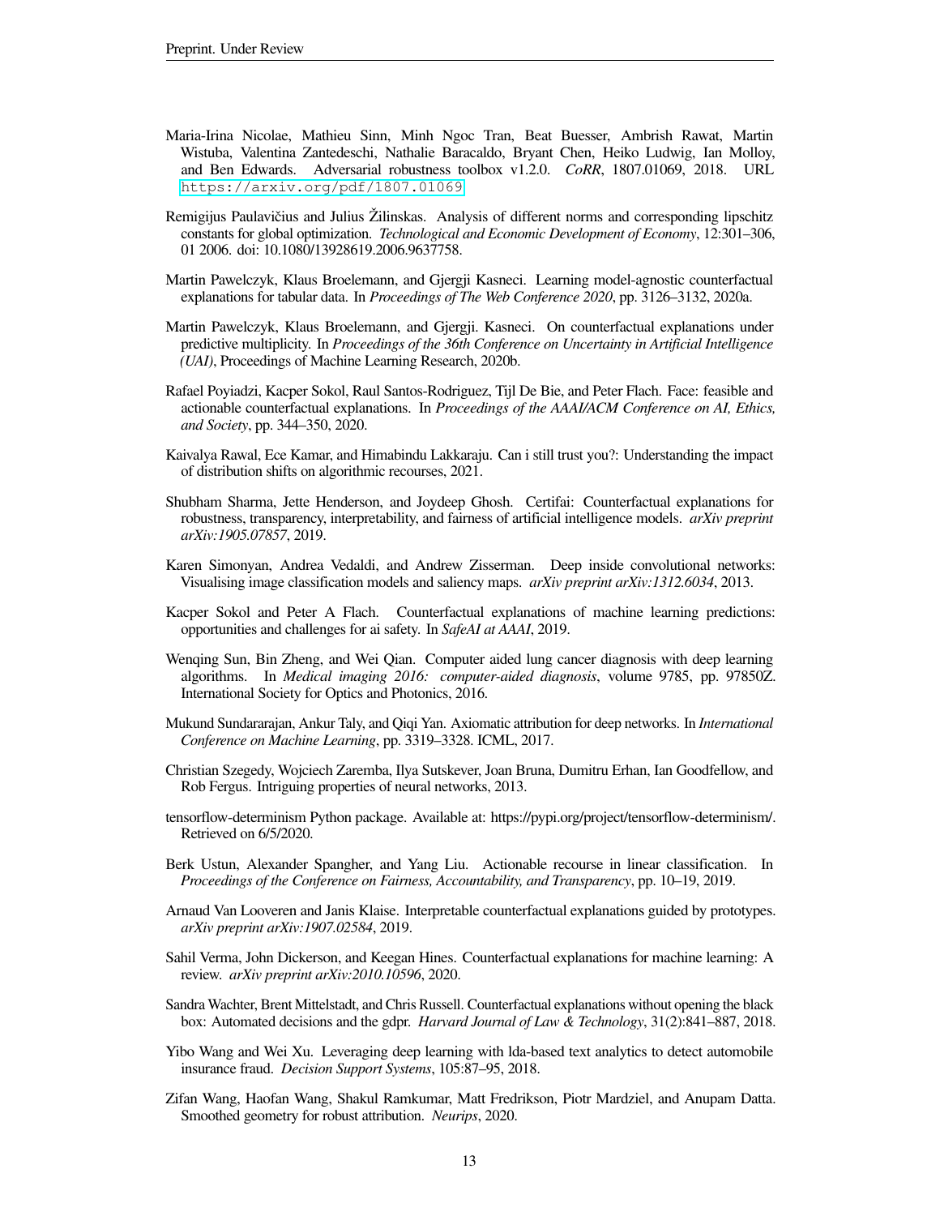Maria-Irina Nicolae, Mathieu Sinn, Minh Ngoc Tran, Beat Buesser, Ambrish Rawat, Martin Wistuba, Valentina Zantedeschi, Nathalie Baracaldo, Bryant Chen, Heiko Ludwig, Ian Molloy, and Ben Edwards. Adversarial robustness toolbox v1.2.0. *CoRR*, 1807.01069, 2018. URL https://arxiv.org/pdf/1807.01069.

Remigijus Paulavičius and Julius Žilinskas. Analysis of different norms and corresponding lipschitz constants for global optimization. *Technological and Economic Development of Economy*, 12:301–306, 01 2006. doi: 10.1080/13928619.2006.9637758.

Martin Pawelczyk, Klaus Broelemann, and Gjergji Kasneci. Learning model-agnostic counterfactual explanations for tabular data. In *Proceedings of The Web Conference 2020*, pp. 3126–3132, 2020a.

Martin Pawelczyk, Klaus Broelemann, and Gjergji. Kasneci. On counterfactual explanations under predictive multiplicity. In *Proceedings of the 36th Conference on Uncertainty in Artificial Intelligence (UAI)*, Proceedings of Machine Learning Research, 2020b.

Rafael Poyiadzi, Kacper Sokol, Raul Santos-Rodriguez, Tijl De Bie, and Peter Flach. Face: feasible and actionable counterfactual explanations. In *Proceedings of the AAAI/ACM Conference on AI, Ethics, and Society*, pp. 344–350, 2020.

Kaivalya Rawal, Ece Kamar, and Himabindu Lakkaraju. Can i still trust you?: Understanding the impact of distribution shifts on algorithmic recourses, 2021.

Shubham Sharma, Jette Henderson, and Joydeep Ghosh. Certifai: Counterfactual explanations for robustness, transparency, interpretability, and fairness of artificial intelligence models. *arXiv preprint arXiv:1905.07857*, 2019.

Karen Simonyan, Andrea Vedaldi, and Andrew Zisserman. Deep inside convolutional networks: Visualising image classification models and saliency maps. *arXiv preprint arXiv:1312.6034*, 2013.

Kacper Sokol and Peter A Flach. Counterfactual explanations of machine learning predictions: opportunities and challenges for ai safety. In *SafeAI at AAAI*, 2019.

Wenqing Sun, Bin Zheng, and Wei Qian. Computer aided lung cancer diagnosis with deep learning algorithms. In *Medical imaging 2016: computer-aided diagnosis*, volume 9785, pp. 97850Z. International Society for Optics and Photonics, 2016.

Mukund Sundararajan, Ankur Taly, and Qiqi Yan. Axiomatic attribution for deep networks. In *International Conference on Machine Learning*, pp. 3319–3328. ICML, 2017.

Christian Szegedy, Wojciech Zaremba, Ilya Sutskever, Joan Bruna, Dumitru Erhan, Ian Goodfellow, and Rob Fergus. Intriguing properties of neural networks, 2013.

tensorflow-determinism Python package. Available at: https://pypi.org/project/tensorflow-determinism/. Retrieved on 6/5/2020.

Berk Ustun, Alexander Spangher, and Yang Liu. Actionable recourse in linear classification. In *Proceedings of the Conference on Fairness, Accountability, and Transparency*, pp. 10–19, 2019.

Arnaud Van Looveren and Janis Klaise. Interpretable counterfactual explanations guided by prototypes. *arXiv preprint arXiv:1907.02584*, 2019.

Sahil Verma, John Dickerson, and Keegan Hines. Counterfactual explanations for machine learning: A review. *arXiv preprint arXiv:2010.10596*, 2020.

Sandra Wachter, Brent Mittelstadt, and Chris Russell. Counterfactual explanations without opening the black box: Automated decisions and the gdpr. *Harvard Journal of Law & Technology*, 31(2):841–887, 2018.

Yibo Wang and Wei Xu. Leveraging deep learning with lda-based text analytics to detect automobile insurance fraud. *Decision Support Systems*, 105:87–95, 2018.

Zifan Wang, Haofan Wang, Shakul Ramkumar, Matt Fredrikson, Piotr Mardziel, and Anupam Datta. Smoothed geometry for robust attribution. *Neurips*, 2020.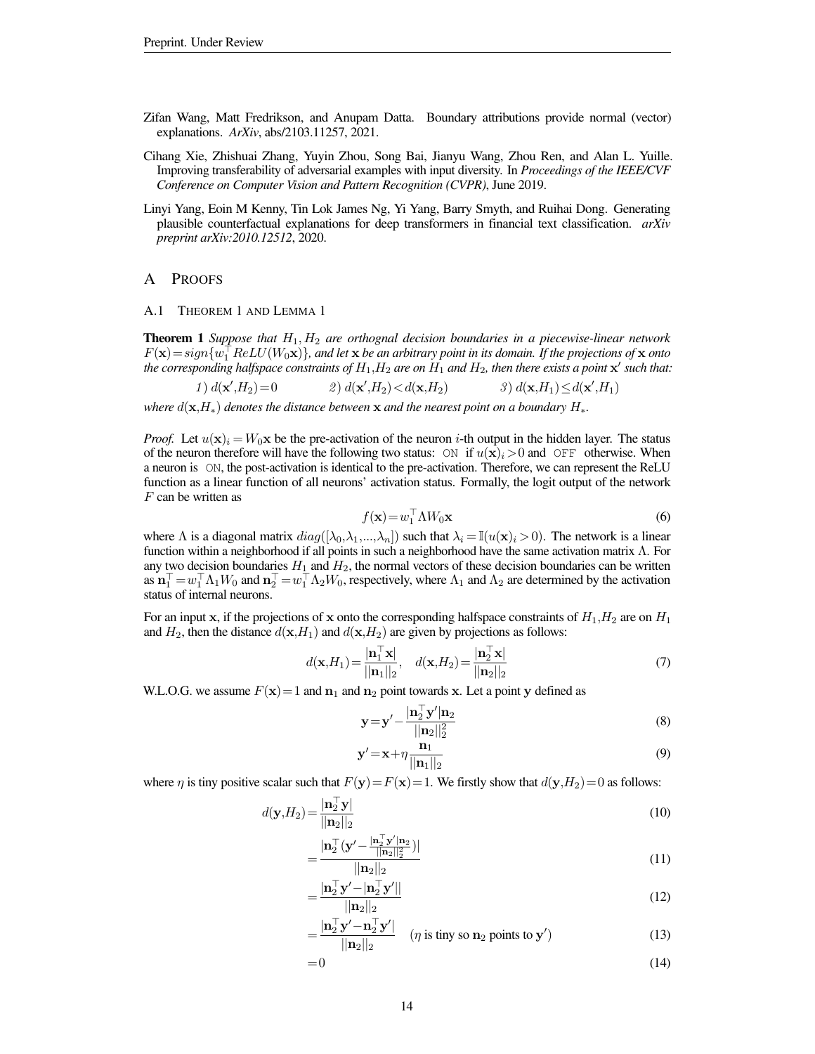Zifan Wang, Matt Fredrikson, and Anupam Datta. Boundary attributions provide normal (vector) explanations. *ArXiv*, abs/2103.11257, 2021.

Cihang Xie, Zhishuai Zhang, Yuyin Zhou, Song Bai, Jianyu Wang, Zhou Ren, and Alan L. Yuille. Improving transferability of adversarial examples with input diversity. In *Proceedings of the IEEE/CVF Conference on Computer Vision and Pattern Recognition (CVPR)*, June 2019.

Linyi Yang, Eoin M Kenny, Tin Lok James Ng, Yi Yang, Barry Smyth, and Ruihai Dong. Generating plausible counterfactual explanations for deep transformers in financial text classification. *arXiv preprint arXiv:2010.12512*, 2020.

# A Proofs

## A.1 Theorem 1 and Lemma 1

**Theorem 1** *Suppose that $H_1, H_2$ are orthognal decision boundaries in a piecewise-linear network $F(\mathbf{x}) = sign\{w_1^\top ReLU(W_0\mathbf{x})\}$, and let $\mathbf{x}$ be an arbitrary point in its domain. If the projections of $\mathbf{x}$ onto the corresponding halfspace constraints of $H_1, H_2$ are on $H_1$ and $H_2$, then there exists a point $\mathbf{x}'$ such that:*

*1) $d(\mathbf{x}', H_2) = 0$ 2) $d(\mathbf{x}', H_2) < d(\mathbf{x}, H_2)$ 3) $d(\mathbf{x}, H_1) \leq d(\mathbf{x}', H_1)$*

*where $d(\mathbf{x}, H_*)$ denotes the distance between $\mathbf{x}$ and the nearest point on a boundary $H_*$.*

*Proof.* Let $u(\mathbf{x})_i = W_0\mathbf{x}$ be the pre-activation of the neuron $i$-th output in the hidden layer. The status of the neuron therefore will have the following two status: `ON` if $u(\mathbf{x})_i > 0$ and `OFF` otherwise. When a neuron is `ON`, the post-activation is identical to the pre-activation. Therefore, we can represent the ReLU function as a linear function of all neurons' activation status. Formally, the logit output of the network $F$ can be written as

$$f(\mathbf{x}) = w_1^\top \Lambda W_0 \mathbf{x} \tag{6}$$

where $\Lambda$ is a diagonal matrix $diag([\lambda_0, \lambda_1, ..., \lambda_n])$ such that $\lambda_i = \mathbb{I}(u(\mathbf{x})_i > 0)$. The network is a linear function within a neighborhood if all points in such a neighborhood have the same activation matrix $\Lambda$. For any two decision boundaries $H_1$ and $H_2$, the normal vectors of these decision boundaries can be written as $\mathbf{n}_1^\top = w_1^\top \Lambda_1 W_0$ and $\mathbf{n}_2^\top = w_1^\top \Lambda_2 W_0$, respectively, where $\Lambda_1$ and $\Lambda_2$ are determined by the activation status of internal neurons.

For an input $\mathbf{x}$, if the projections of $\mathbf{x}$ onto the corresponding halfspace constraints of $H_1, H_2$ are on $H_1$ and $H_2$, then the distance $d(\mathbf{x}, H_1)$ and $d(\mathbf{x}, H_2)$ are given by projections as follows:

$$d(\mathbf{x}, H_1) = \frac{|\mathbf{n}_1^\top \mathbf{x}|}{||\mathbf{n}_1||_2}, \quad d(\mathbf{x}, H_2) = \frac{|\mathbf{n}_2^\top \mathbf{x}|}{||\mathbf{n}_2||_2} \tag{7}$$

W.L.O.G. we assume $F(\mathbf{x}) = 1$ and $\mathbf{n}_1$ and $\mathbf{n}_2$ point towards $\mathbf{x}$. Let a point $\mathbf{y}$ defined as

$$\mathbf{y} = \mathbf{y}' - \frac{|\mathbf{n}_2^\top \mathbf{y}'| \mathbf{n}_2}{||\mathbf{n}_2||_2^2} \tag{8}$$

$$\mathbf{y}' = \mathbf{x} + \eta \frac{\mathbf{n}_1}{||\mathbf{n}_1||_2} \tag{9}$$

where $\eta$ is tiny positive scalar such that $F(\mathbf{y}) = F(\mathbf{x}) = 1$. We firstly show that $d(\mathbf{y}, H_2) = 0$ as follows:

$$d(\mathbf{y}, H_2) = \frac{|\mathbf{n}_2^\top \mathbf{y}|}{||\mathbf{n}_2||_2} \tag{10}$$

$$= \frac{|\mathbf{n}_2^\top (\mathbf{y}' - \frac{|\mathbf{n}_2^\top \mathbf{y}'| \mathbf{n}_2}{||\mathbf{n}_2||_2^2})|}{||\mathbf{n}_2||_2} \tag{11}$$

$$= \frac{|\mathbf{n}_2^\top \mathbf{y}' - |\mathbf{n}_2^\top \mathbf{y}'||}{||\mathbf{n}_2||_2} \tag{12}$$

$$= \frac{|\mathbf{n}_2^\top \mathbf{y}' - \mathbf{n}_2^\top \mathbf{y}'|}{||\mathbf{n}_2||_2} \quad (\eta \text{ is tiny so } \mathbf{n}_2 \text{ points to } \mathbf{y}') \tag{13}$$

$$= 0 \tag{14}$$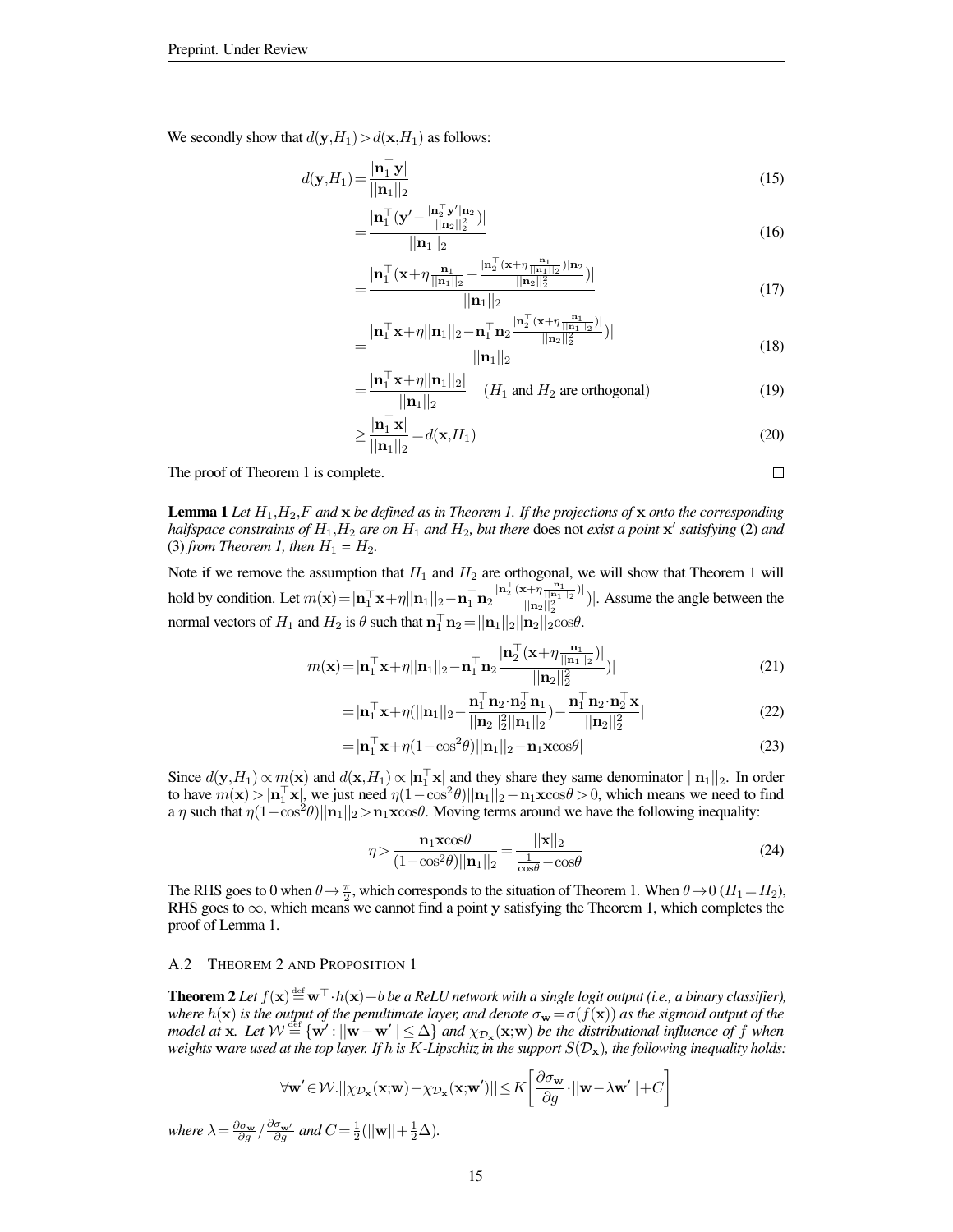We secondly show that $d(\mathbf{y}, H_1) > d(\mathbf{x}, H_1)$ as follows:

$$d(\mathbf{y}, H_1) = \frac{|\mathbf{n}_1^\top \mathbf{y}|}{||\mathbf{n}_1||_2} \tag{15}$$

$$= \frac{|\mathbf{n}_1^\top (\mathbf{y}' - \frac{|\mathbf{n}_2^\top \mathbf{y}'|\mathbf{n}_2}{||\mathbf{n}_2||_2^2})|}{||\mathbf{n}_1||_2} \tag{16}$$

$$= \frac{|\mathbf{n}_1^\top (\mathbf{x} + \eta \frac{\mathbf{n}_1}{||\mathbf{n}_1||_2} - \frac{|\mathbf{n}_2^\top (\mathbf{x} + \eta \frac{\mathbf{n}_1}{||\mathbf{n}_1||_2})|\mathbf{n}_2}{||\mathbf{n}_2||_2^2})|}{||\mathbf{n}_1||_2} \tag{17}$$

$$= \frac{|\mathbf{n}_1^\top \mathbf{x} + \eta ||\mathbf{n}_1||_2 - \mathbf{n}_1^\top \mathbf{n}_2 \frac{|\mathbf{n}_2^\top (\mathbf{x} + \eta \frac{\mathbf{n}_1}{||\mathbf{n}_1||_2})|}{||\mathbf{n}_2||_2^2})|}{||\mathbf{n}_1||_2} \tag{18}$$

$$= \frac{|\mathbf{n}_1^\top \mathbf{x} + \eta ||\mathbf{n}_1||_2|}{||\mathbf{n}_1||_2} \quad (H_1 \text{ and } H_2 \text{ are orthogonal}) \tag{19}$$

$$\geq \frac{|\mathbf{n}_1^\top \mathbf{x}|}{||\mathbf{n}_1||_2} = d(\mathbf{x}, H_1) \tag{20}$$

The proof of Theorem 1 is complete. □

**Lemma 1** *Let $H_1, H_2, F$ and $\mathbf{x}$ be defined as in Theorem 1. If the projections of $\mathbf{x}$ onto the corresponding halfspace constraints of $H_1, H_2$ are on $H_1$ and $H_2$, but there* does not *exist a point $\mathbf{x}'$ satisfying* (2) *and* (3) *from Theorem 1, then $H_1 = H_2$.*

Note if we remove the assumption that $H_1$ and $H_2$ are orthogonal, we will show that Theorem 1 will hold by condition. Let $m(\mathbf{x}) = |\mathbf{n}_1^\top \mathbf{x} + \eta ||\mathbf{n}_1||_2 - \mathbf{n}_1^\top \mathbf{n}_2 \frac{|\mathbf{n}_2^\top (\mathbf{x} + \eta \frac{\mathbf{n}_1}{||\mathbf{n}_1||_2})|}{||\mathbf{n}_2||_2^2})|$. Assume the angle between the normal vectors of $H_1$ and $H_2$ is $\theta$ such that $\mathbf{n}_1^\top \mathbf{n}_2 = ||\mathbf{n}_1||_2 ||\mathbf{n}_2||_2 \cos\theta$.

$$m(\mathbf{x}) = |\mathbf{n}_1^\top \mathbf{x} + \eta ||\mathbf{n}_1||_2 - \mathbf{n}_1^\top \mathbf{n}_2 \frac{|\mathbf{n}_2^\top (\mathbf{x} + \eta \frac{\mathbf{n}_1}{||\mathbf{n}_1||_2})|}{||\mathbf{n}_2||_2^2})| \tag{21}$$

$$= |\mathbf{n}_1^\top \mathbf{x} + \eta (||\mathbf{n}_1||_2 - \frac{\mathbf{n}_1^\top \mathbf{n}_2 \cdot \mathbf{n}_2^\top \mathbf{n}_1}{||\mathbf{n}_2||_2^2 ||\mathbf{n}_1||_2}) - \frac{\mathbf{n}_1^\top \mathbf{n}_2 \cdot \mathbf{n}_2^\top \mathbf{x}}{||\mathbf{n}_2||_2^2}| \tag{22}$$

$$= |\mathbf{n}_1^\top \mathbf{x} + \eta (1 - \cos^2\theta) ||\mathbf{n}_1||_2 - \mathbf{n}_1 \mathbf{x} \cos\theta| \tag{23}$$

Since $d(\mathbf{y}, H_1) \propto m(\mathbf{x})$ and $d(\mathbf{x}, H_1) \propto |\mathbf{n}_1^\top \mathbf{x}|$ and they share they same denominator $||\mathbf{n}_1||_2$. In order to have $m(\mathbf{x}) > |\mathbf{n}_1^\top \mathbf{x}|$, we just need $\eta(1 - \cos^2\theta)||\mathbf{n}_1||_2 - \mathbf{n}_1 \mathbf{x} \cos\theta > 0$, which means we need to find a $\eta$ such that $\eta(1 - \cos^2\theta)||\mathbf{n}_1||_2 > \mathbf{n}_1 \mathbf{x} \cos\theta$. Moving terms around we have the following inequality:

$$\eta > \frac{\mathbf{n}_1 \mathbf{x} \cos\theta}{(1 - \cos^2\theta)||\mathbf{n}_1||_2} = \frac{||\mathbf{x}||_2}{\frac{1}{\cos\theta} - \cos\theta} \tag{24}$$

The RHS goes to 0 when $\theta \to \frac{\pi}{2}$, which corresponds to the situation of Theorem 1. When $\theta \to 0$ ($H_1 = H_2$), RHS goes to $\infty$, which means we cannot find a point $\mathbf{y}$ satisfying the Theorem 1, which completes the proof of Lemma 1.

### A.2 Theorem 2 and Proposition 1

**Theorem 2** *Let $f(\mathbf{x}) \overset{\text{def}}{=} \mathbf{w}^\top \cdot h(\mathbf{x}) + b$ be a ReLU network with a single logit output (i.e., a binary classifier), where $h(\mathbf{x})$ is the output of the penultimate layer, and denote $\sigma_{\mathbf{w}} = \sigma(f(\mathbf{x}))$ as the sigmoid output of the model at $\mathbf{x}$. Let $\mathcal{W} \overset{\text{def}}{=} \{\mathbf{w}' : ||\mathbf{w} - \mathbf{w}'|| \leq \Delta\}$ and $\chi_{\mathcal{D}_{\mathbf{x}}}(\mathbf{x}; \mathbf{w})$ be the distributional influence of $f$ when weights $\mathbf{w}$are used at the top layer. If $h$ is $K$-Lipschitz in the support $S(\mathcal{D}_{\mathbf{x}})$, the following inequality holds:*

$$\forall \mathbf{w}' \in \mathcal{W}. ||\chi_{\mathcal{D}_{\mathbf{x}}}(\mathbf{x}; \mathbf{w}) - \chi_{\mathcal{D}_{\mathbf{x}}}(\mathbf{x}; \mathbf{w}')|| \leq K \left[ \frac{\partial \sigma_{\mathbf{w}}}{\partial g} \cdot ||\mathbf{w} - \lambda \mathbf{w}'|| + C \right]$$

*where $\lambda = \frac{\partial \sigma_{\mathbf{w}}}{\partial g} / \frac{\partial \sigma_{\mathbf{w}'}}{\partial g}$ and $C = \frac{1}{2}(||\mathbf{w}|| + \frac{1}{2}\Delta)$.*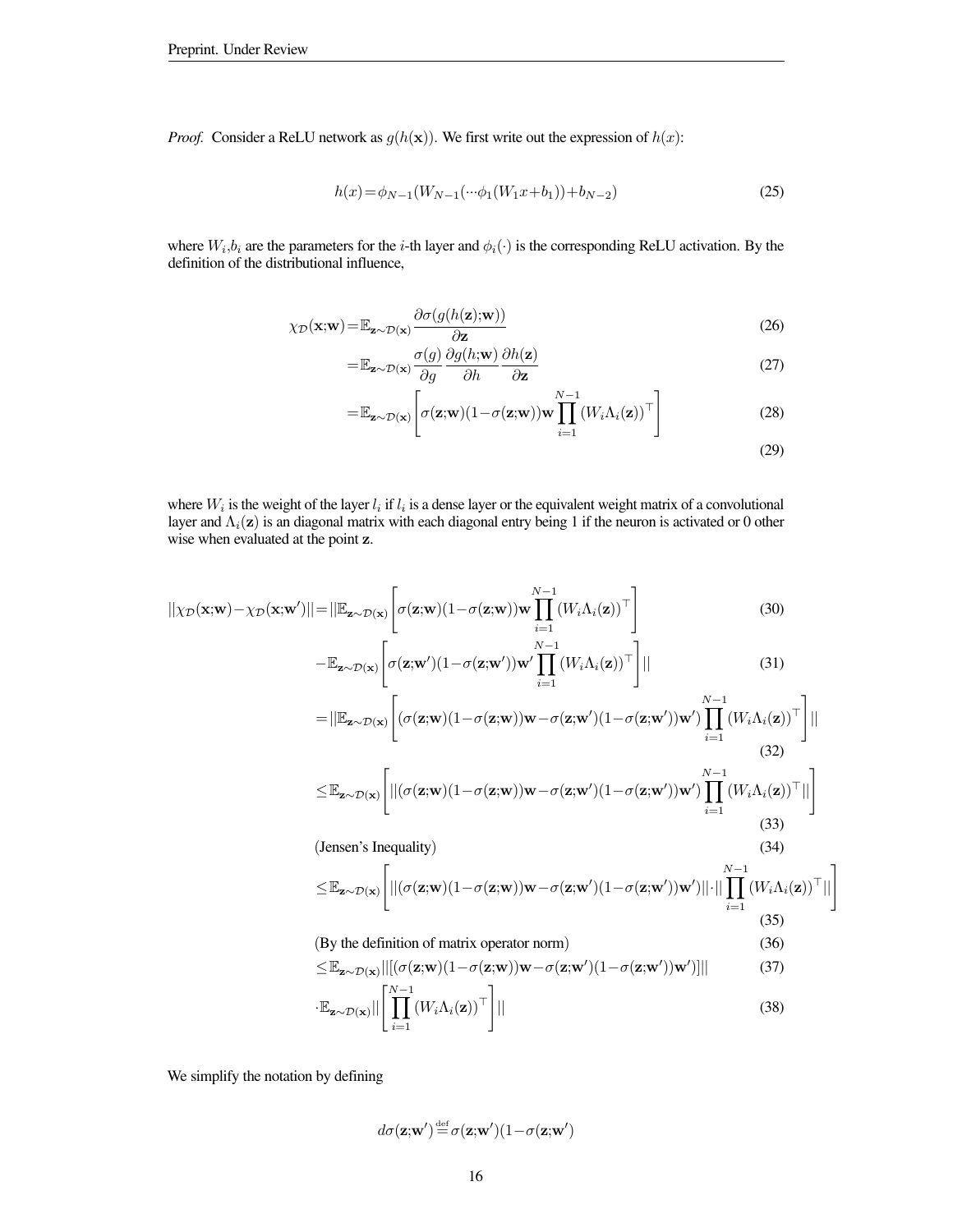*Proof.* Consider a ReLU network as $g(h(\mathbf{x}))$. We first write out the expression of $h(x)$:

$$h(x) = \phi_{N-1}(W_{N-1}(\cdots\phi_1(W_1 x + b_1)) + b_{N-2}) \tag{25}$$

where $W_i, b_i$ are the parameters for the $i$-th layer and $\phi_i(\cdot)$ is the corresponding ReLU activation. By the definition of the distributional influence,

$$\chi_{\mathcal{D}}(\mathbf{x};\mathbf{w}) = \mathbb{E}_{\mathbf{z}\sim\mathcal{D}(\mathbf{x})} \frac{\partial \sigma(g(h(\mathbf{z});\mathbf{w}))}{\partial \mathbf{z}} \tag{26}$$

$$= \mathbb{E}_{\mathbf{z}\sim\mathcal{D}(\mathbf{x})} \frac{\sigma(g)}{\partial g} \frac{\partial g(h;\mathbf{w})}{\partial h} \frac{\partial h(\mathbf{z})}{\partial \mathbf{z}} \tag{27}$$

$$= \mathbb{E}_{\mathbf{z}\sim\mathcal{D}(\mathbf{x})} \left[ \sigma(\mathbf{z};\mathbf{w})(1-\sigma(\mathbf{z};\mathbf{w}))\mathbf{w} \prod_{i=1}^{N-1} (W_i \Lambda_i(\mathbf{z}))^\top \right] \tag{28}$$

$$\tag{29}$$

where $W_i$ is the weight of the layer $l_i$ if $l_i$ is a dense layer or the equivalent weight matrix of a convolutional layer and $\Lambda_i(\mathbf{z})$ is an diagonal matrix with each diagonal entry being 1 if the neuron is activated or 0 other wise when evaluated at the point $\mathbf{z}$.

$$||\chi_{\mathcal{D}}(\mathbf{x};\mathbf{w}) - \chi_{\mathcal{D}}(\mathbf{x};\mathbf{w}')|| = ||\mathbb{E}_{\mathbf{z}\sim\mathcal{D}(\mathbf{x})} \left[ \sigma(\mathbf{z};\mathbf{w})(1-\sigma(\mathbf{z};\mathbf{w}))\mathbf{w} \prod_{i=1}^{N-1} (W_i \Lambda_i(\mathbf{z}))^\top \right] \tag{30}$$

$$- \mathbb{E}_{\mathbf{z}\sim\mathcal{D}(\mathbf{x})} \left[ \sigma(\mathbf{z};\mathbf{w}')(1-\sigma(\mathbf{z};\mathbf{w}'))\mathbf{w}' \prod_{i=1}^{N-1} (W_i \Lambda_i(\mathbf{z}))^\top \right] || \tag{31}$$

$$= ||\mathbb{E}_{\mathbf{z}\sim\mathcal{D}(\mathbf{x})} \left[ (\sigma(\mathbf{z};\mathbf{w})(1-\sigma(\mathbf{z};\mathbf{w}))\mathbf{w} - \sigma(\mathbf{z};\mathbf{w}')(1-\sigma(\mathbf{z};\mathbf{w}'))\mathbf{w}') \prod_{i=1}^{N-1} (W_i \Lambda_i(\mathbf{z}))^\top \right] || \tag{32}$$

$$\leq \mathbb{E}_{\mathbf{z}\sim\mathcal{D}(\mathbf{x})} \left[ ||(\sigma(\mathbf{z};\mathbf{w})(1-\sigma(\mathbf{z};\mathbf{w}))\mathbf{w} - \sigma(\mathbf{z};\mathbf{w}')(1-\sigma(\mathbf{z};\mathbf{w}'))\mathbf{w}') \prod_{i=1}^{N-1} (W_i \Lambda_i(\mathbf{z}))^\top || \right] \tag{33}$$

$$\text{(Jensen's Inequality)} \tag{34}$$

$$\leq \mathbb{E}_{\mathbf{z}\sim\mathcal{D}(\mathbf{x})} \left[ ||(\sigma(\mathbf{z};\mathbf{w})(1-\sigma(\mathbf{z};\mathbf{w}))\mathbf{w} - \sigma(\mathbf{z};\mathbf{w}')(1-\sigma(\mathbf{z};\mathbf{w}'))\mathbf{w}')|| \cdot || \prod_{i=1}^{N-1} (W_i \Lambda_i(\mathbf{z}))^\top || \right] \tag{35}$$

$$\text{(By the definition of matrix operator norm)} \tag{36}$$

$$\leq \mathbb{E}_{\mathbf{z}\sim\mathcal{D}(\mathbf{x})} ||[(\sigma(\mathbf{z};\mathbf{w})(1-\sigma(\mathbf{z};\mathbf{w}))\mathbf{w} - \sigma(\mathbf{z};\mathbf{w}')(1-\sigma(\mathbf{z};\mathbf{w}'))\mathbf{w}')]|| \tag{37}$$

$$\cdot \mathbb{E}_{\mathbf{z}\sim\mathcal{D}(\mathbf{x})} || \left[ \prod_{i=1}^{N-1} (W_i \Lambda_i(\mathbf{z}))^\top \right] || \tag{38}$$

We simplify the notation by defining

$$d\sigma(\mathbf{z};\mathbf{w}') \stackrel{\text{def}}{=} \sigma(\mathbf{z};\mathbf{w}')(1-\sigma(\mathbf{z};\mathbf{w}')$$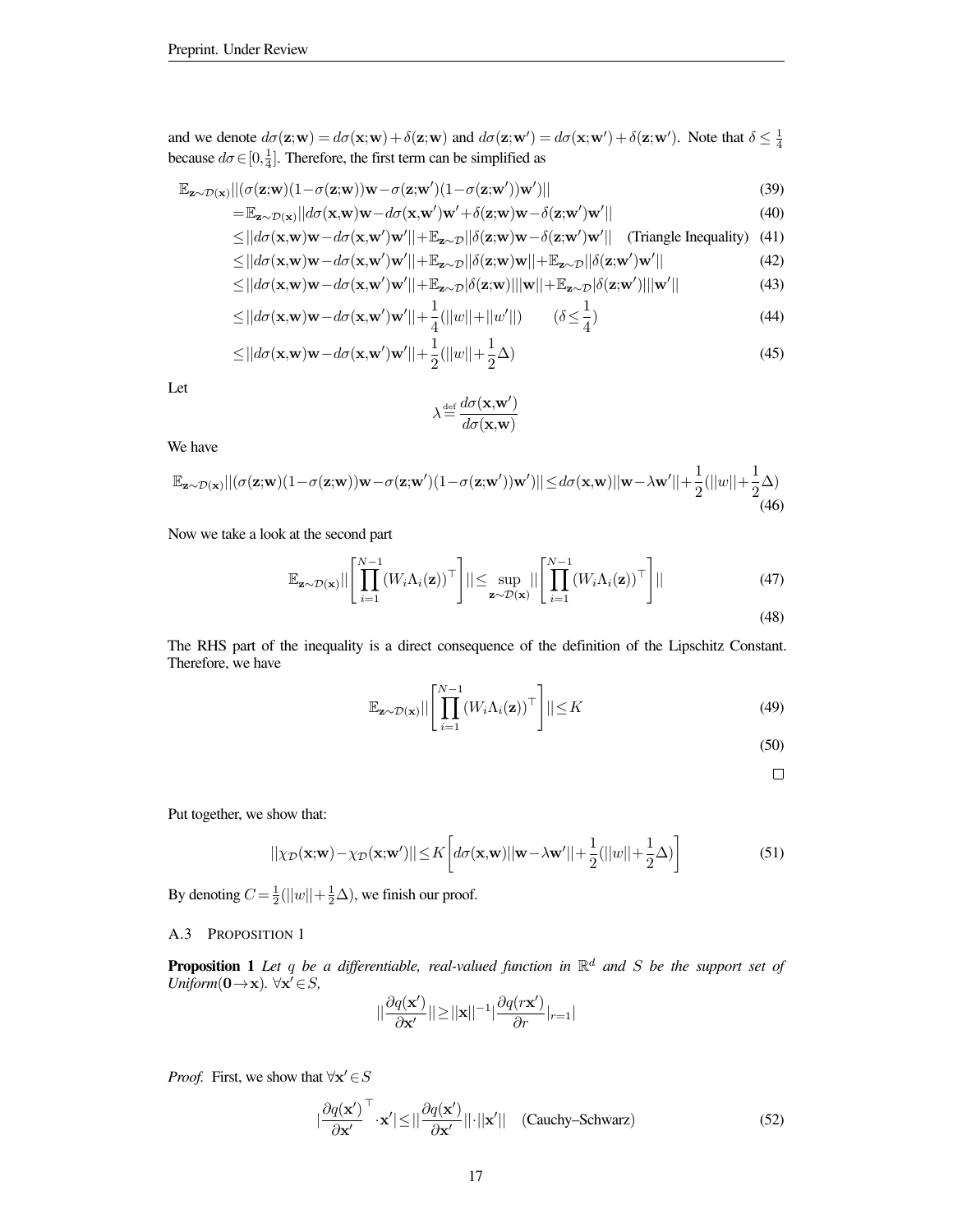and we denote $d\sigma(\mathbf{z};\mathbf{w}) = d\sigma(\mathbf{x};\mathbf{w}) + \delta(\mathbf{z};\mathbf{w})$ and $d\sigma(\mathbf{z};\mathbf{w}') = d\sigma(\mathbf{x};\mathbf{w}') + \delta(\mathbf{z};\mathbf{w}')$. Note that $\delta \leq \frac{1}{4}$ because $d\sigma \in [0, \frac{1}{4}]$. Therefore, the first term can be simplified as

$$
\begin{aligned}
&\mathbb{E}_{\mathbf{z}\sim\mathcal{D}(\mathbf{x})}||(\sigma(\mathbf{z};\mathbf{w})(1-\sigma(\mathbf{z};\mathbf{w}))\mathbf{w} - \sigma(\mathbf{z};\mathbf{w}')(1-\sigma(\mathbf{z};\mathbf{w}'))\mathbf{w}')|| && (39)\\
&= \mathbb{E}_{\mathbf{z}\sim\mathcal{D}(\mathbf{x})}||d\sigma(\mathbf{x},\mathbf{w})\mathbf{w} - d\sigma(\mathbf{x},\mathbf{w}')\mathbf{w}' + \delta(\mathbf{z};\mathbf{w})\mathbf{w} - \delta(\mathbf{z};\mathbf{w}')\mathbf{w}'|| && (40)\\
&\leq ||d\sigma(\mathbf{x},\mathbf{w})\mathbf{w} - d\sigma(\mathbf{x},\mathbf{w}')\mathbf{w}'|| + \mathbb{E}_{\mathbf{z}\sim\mathcal{D}}||\delta(\mathbf{z};\mathbf{w})\mathbf{w} - \delta(\mathbf{z};\mathbf{w}')\mathbf{w}'|| \quad \text{(Triangle Inequality)} && (41)\\
&\leq ||d\sigma(\mathbf{x},\mathbf{w})\mathbf{w} - d\sigma(\mathbf{x},\mathbf{w}')\mathbf{w}'|| + \mathbb{E}_{\mathbf{z}\sim\mathcal{D}}||\delta(\mathbf{z};\mathbf{w})\mathbf{w}|| + \mathbb{E}_{\mathbf{z}\sim\mathcal{D}}||\delta(\mathbf{z};\mathbf{w}')\mathbf{w}'|| && (42)\\
&\leq ||d\sigma(\mathbf{x},\mathbf{w})\mathbf{w} - d\sigma(\mathbf{x},\mathbf{w}')\mathbf{w}'|| + \mathbb{E}_{\mathbf{z}\sim\mathcal{D}}|\delta(\mathbf{z};\mathbf{w})|||\mathbf{w}|| + \mathbb{E}_{\mathbf{z}\sim\mathcal{D}}|\delta(\mathbf{z};\mathbf{w}')|||\mathbf{w}'|| && (43)\\
&\leq ||d\sigma(\mathbf{x},\mathbf{w})\mathbf{w} - d\sigma(\mathbf{x},\mathbf{w}')\mathbf{w}'|| + \frac{1}{4}(||w|| + ||w'||) \qquad (\delta \leq \frac{1}{4}) && (44)\\
&\leq ||d\sigma(\mathbf{x},\mathbf{w})\mathbf{w} - d\sigma(\mathbf{x},\mathbf{w}')\mathbf{w}'|| + \frac{1}{2}(||w|| + \frac{1}{2}\Delta) && (45)
\end{aligned}
$$

Let

$$
\lambda \overset{\text{def}}{=} \frac{d\sigma(\mathbf{x},\mathbf{w}')}{d\sigma(\mathbf{x},\mathbf{w})}
$$

We have

$$
\mathbb{E}_{\mathbf{z}\sim\mathcal{D}(\mathbf{x})}||(\sigma(\mathbf{z};\mathbf{w})(1-\sigma(\mathbf{z};\mathbf{w}))\mathbf{w} - \sigma(\mathbf{z};\mathbf{w}')(1-\sigma(\mathbf{z};\mathbf{w}'))\mathbf{w}')|| \leq d\sigma(\mathbf{x},\mathbf{w})||\mathbf{w} - \lambda\mathbf{w}'|| + \frac{1}{2}(||w|| + \frac{1}{2}\Delta) \tag{46}
$$

Now we take a look at the second part

$$
\mathbb{E}_{\mathbf{z}\sim\mathcal{D}(\mathbf{x})}||\left[\prod_{i=1}^{N-1}(W_i\Lambda_i(\mathbf{z}))^\top\right]|| \leq \sup_{\mathbf{z}\sim\mathcal{D}(\mathbf{x})}||\left[\prod_{i=1}^{N-1}(W_i\Lambda_i(\mathbf{z}))^\top\right]|| \tag{47}
$$

$$
\tag{48}
$$

The RHS part of the inequality is a direct consequence of the definition of the Lipschitz Constant. Therefore, we have

$$
\mathbb{E}_{\mathbf{z}\sim\mathcal{D}(\mathbf{x})}||\left[\prod_{i=1}^{N-1}(W_i\Lambda_i(\mathbf{z}))^\top\right]|| \leq K \tag{49}
$$

$$
\tag{50}
$$

□

Put together, we show that:

$$
||\chi_{\mathcal{D}}(\mathbf{x};\mathbf{w}) - \chi_{\mathcal{D}}(\mathbf{x};\mathbf{w}')|| \leq K\left[d\sigma(\mathbf{x},\mathbf{w})||\mathbf{w} - \lambda\mathbf{w}'|| + \frac{1}{2}(||w|| + \frac{1}{2}\Delta)\right] \tag{51}
$$

By denoting $C = \frac{1}{2}(||w|| + \frac{1}{2}\Delta)$, we finish our proof.

### A.3 Proposition 1

**Proposition 1** *Let $q$ be a differentiable, real-valued function in $\mathbb{R}^d$ and $S$ be the support set of Uniform$(\mathbf{0} \to \mathbf{x})$. $\forall \mathbf{x}' \in S$,*

$$
||\frac{\partial q(\mathbf{x}')}{\partial \mathbf{x}'}|| \geq ||\mathbf{x}||^{-1}|\frac{\partial q(r\mathbf{x}')}{\partial r}|_{r=1}|
$$

*Proof.* First, we show that $\forall \mathbf{x}' \in S$

$$
|\frac{\partial q(\mathbf{x}')}{\partial \mathbf{x}'}^\top \cdot \mathbf{x}'| \leq ||\frac{\partial q(\mathbf{x}')}{\partial \mathbf{x}'}|| \cdot ||\mathbf{x}'|| \quad \text{(Cauchy–Schwarz)} \tag{52}
$$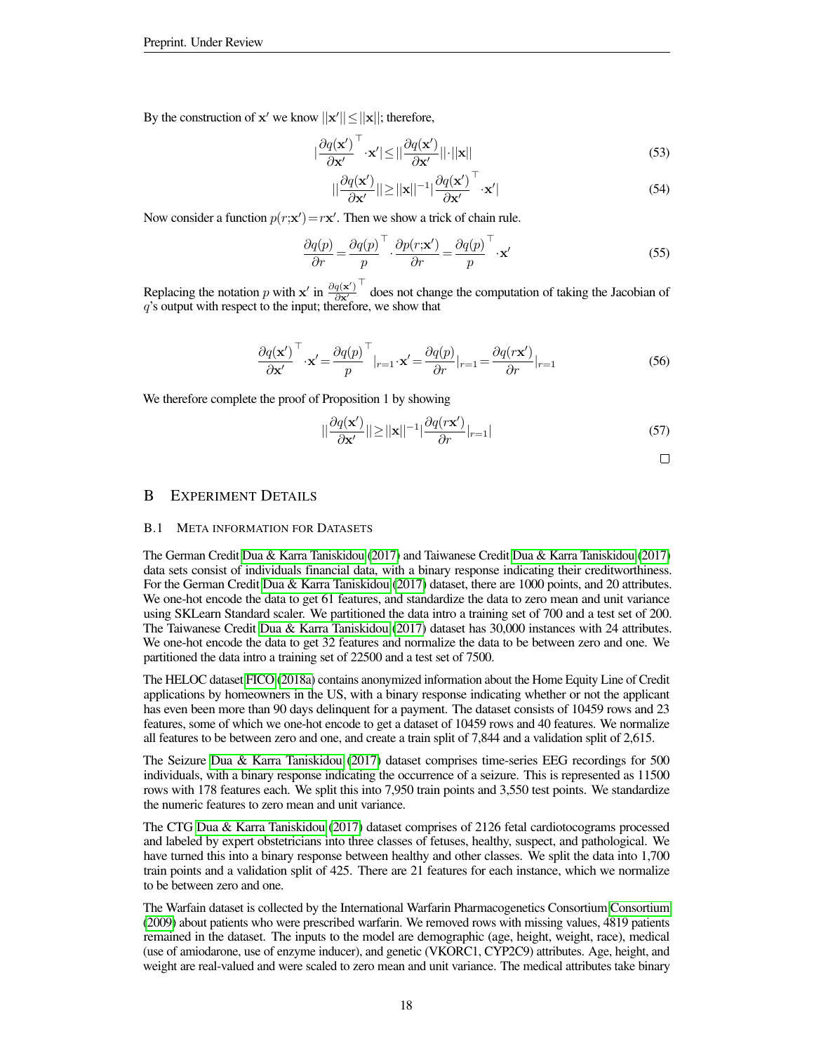By the construction of $\mathbf{x}'$ we know $||\mathbf{x}'|| \leq ||\mathbf{x}||$; therefore,

$$|\frac{\partial q(\mathbf{x}')}{\partial \mathbf{x}'}^\top \cdot \mathbf{x}'| \leq ||\frac{\partial q(\mathbf{x}')}{\partial \mathbf{x}'}|| \cdot ||\mathbf{x}|| \tag{53}$$

$$||\frac{\partial q(\mathbf{x}')}{\partial \mathbf{x}'}|| \geq ||\mathbf{x}||^{-1} |\frac{\partial q(\mathbf{x}')}{\partial \mathbf{x}'}^\top \cdot \mathbf{x}'| \tag{54}$$

Now consider a function $p(r; \mathbf{x}') = r\mathbf{x}'$. Then we show a trick of chain rule.

$$\frac{\partial q(p)}{\partial r} = \frac{\partial q(p)}{p}^\top \cdot \frac{\partial p(r; \mathbf{x}')}{\partial r} = \frac{\partial q(p)}{p}^\top \cdot \mathbf{x}' \tag{55}$$

Replacing the notation $p$ with $\mathbf{x}'$ in $\frac{\partial q(\mathbf{x}')}{\partial \mathbf{x}'}^\top$ does not change the computation of taking the Jacobian of $q$'s output with respect to the input; therefore, we show that

$$\frac{\partial q(\mathbf{x}')}{\partial \mathbf{x}'}^\top \cdot \mathbf{x}' = \frac{\partial q(p)}{p}^\top |_{r=1} \cdot \mathbf{x}' = \frac{\partial q(p)}{\partial r}|_{r=1} = \frac{\partial q(r\mathbf{x}')}{\partial r}|_{r=1} \tag{56}$$

We therefore complete the proof of Proposition 1 by showing

$$||\frac{\partial q(\mathbf{x}')}{\partial \mathbf{x}'}|| \geq ||\mathbf{x}||^{-1} |\frac{\partial q(r\mathbf{x}')}{\partial r}|_{r=1}| \tag{57}$$

□

# B Experiment Details

## B.1 Meta information for Datasets

The German Credit Dua & Karra Taniskidou (2017) and Taiwanese Credit Dua & Karra Taniskidou (2017) data sets consist of individuals financial data, with a binary response indicating their creditworthiness. For the German Credit Dua & Karra Taniskidou (2017) dataset, there are 1000 points, and 20 attributes. We one-hot encode the data to get 61 features, and standardize the data to zero mean and unit variance using SKLearn Standard scaler. We partitioned the data intro a training set of 700 and a test set of 200. The Taiwanese Credit Dua & Karra Taniskidou (2017) dataset has 30,000 instances with 24 attributes. We one-hot encode the data to get 32 features and normalize the data to be between zero and one. We partitioned the data intro a training set of 22500 and a test set of 7500.

The HELOC dataset FICO (2018a) contains anonymized information about the Home Equity Line of Credit applications by homeowners in the US, with a binary response indicating whether or not the applicant has even been more than 90 days delinquent for a payment. The dataset consists of 10459 rows and 23 features, some of which we one-hot encode to get a dataset of 10459 rows and 40 features. We normalize all features to be between zero and one, and create a train split of 7,844 and a validation split of 2,615.

The Seizure Dua & Karra Taniskidou (2017) dataset comprises time-series EEG recordings for 500 individuals, with a binary response indicating the occurrence of a seizure. This is represented as 11500 rows with 178 features each. We split this into 7,950 train points and 3,550 test points. We standardize the numeric features to zero mean and unit variance.

The CTG Dua & Karra Taniskidou (2017) dataset comprises of 2126 fetal cardiotocograms processed and labeled by expert obstetricians into three classes of fetuses, healthy, suspect, and pathological. We have turned this into a binary response between healthy and other classes. We split the data into 1,700 train points and a validation split of 425. There are 21 features for each instance, which we normalize to be between zero and one.

The Warfain dataset is collected by the International Warfarin Pharmacogenetics Consortium Consortium (2009) about patients who were prescribed warfarin. We removed rows with missing values, 4819 patients remained in the dataset. The inputs to the model are demographic (age, height, weight, race), medical (use of amiodarone, use of enzyme inducer), and genetic (VKORC1, CYP2C9) attributes. Age, height, and weight are real-valued and were scaled to zero mean and unit variance. The medical attributes take binary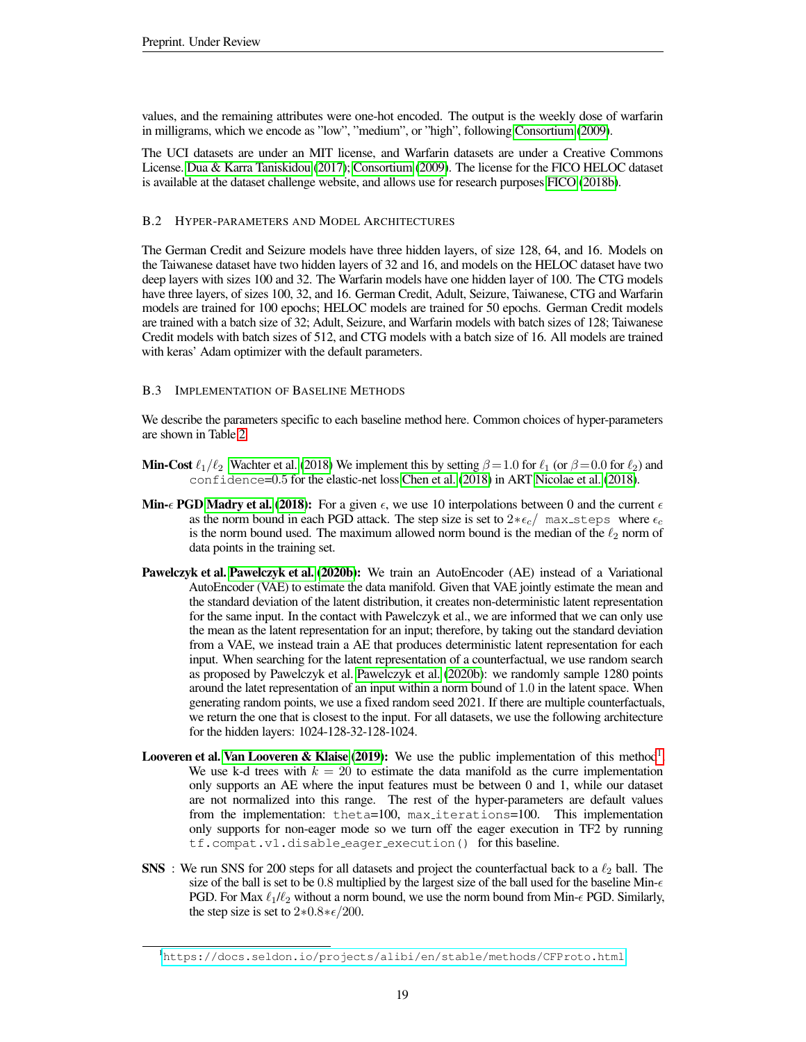values, and the remaining attributes were one-hot encoded. The output is the weekly dose of warfarin in milligrams, which we encode as "low", "medium", or "high", following Consortium (2009).

The UCI datasets are under an MIT license, and Warfarin datasets are under a Creative Commons License. Dua & Karra Taniskidou (2017); Consortium (2009). The license for the FICO HELOC dataset is available at the dataset challenge website, and allows use for research purposes FICO (2018b).

### B.2 Hyper-parameters and Model Architectures

The German Credit and Seizure models have three hidden layers, of size 128, 64, and 16. Models on the Taiwanese dataset have two hidden layers of 32 and 16, and models on the HELOC dataset have two deep layers with sizes 100 and 32. The Warfarin models have one hidden layer of 100. The CTG models have three layers, of sizes 100, 32, and 16. German Credit, Adult, Seizure, Taiwanese, CTG and Warfarin models are trained for 100 epochs; HELOC models are trained for 50 epochs. German Credit models are trained with a batch size of 32; Adult, Seizure, and Warfarin models with batch sizes of 128; Taiwanese Credit models with batch sizes of 512, and CTG models with a batch size of 16. All models are trained with keras' Adam optimizer with the default parameters.

### B.3 Implementation of Baseline Methods

We describe the parameters specific to each baseline method here. Common choices of hyper-parameters are shown in Table 2.

**Min-Cost** $\ell_1/\ell_2$ Wachter et al. (2018) We implement this by setting $\beta=1.0$ for $\ell_1$ (or $\beta=0.0$ for $\ell_2$) and `confidence`=0.5 for the elastic-net loss Chen et al. (2018) in ART Nicolae et al. (2018).

**Min-$\epsilon$ PGD Madry et al. (2018):** For a given $\epsilon$, we use 10 interpolations between 0 and the current $\epsilon$ as the norm bound in each PGD attack. The step size is set to $2*\epsilon_c/$ `max_steps` where $\epsilon_c$ is the norm bound used. The maximum allowed norm bound is the median of the $\ell_2$ norm of data points in the training set.

**Pawelczyk et al. Pawelczyk et al. (2020b):** We train an AutoEncoder (AE) instead of a Variational AutoEncoder (VAE) to estimate the data manifold. Given that VAE jointly estimate the mean and the standard deviation of the latent distribution, it creates non-deterministic latent representation for the same input. In the contact with Pawelczyk et al., we are informed that we can only use the mean as the latent representation for an input; therefore, by taking out the standard deviation from a VAE, we instead train a AE that produces deterministic latent representation for each input. When searching for the latent representation of a counterfactual, we use random search as proposed by Pawelczyk et al. Pawelczyk et al. (2020b): we randomly sample 1280 points around the latet representation of an input within a norm bound of 1.0 in the latent space. When generating random points, we use a fixed random seed 2021. If there are multiple counterfactuals, we return the one that is closest to the input. For all datasets, we use the following architecture for the hidden layers: 1024-128-32-128-1024.

**Looveren et al. Van Looveren & Klaise (2019):** We use the public implementation of this method[1]. We use k-d trees with $k = 20$ to estimate the data manifold as the curre implementation only supports an AE where the input features must be between 0 and 1, while our dataset are not normalized into this range. The rest of the hyper-parameters are default values from the implementation: `theta`=100, `max_iterations`=100. This implementation only supports for non-eager mode so we turn off the eager execution in TF2 by running `tf.compat.v1.disable_eager_execution()` for this baseline.

**SNS** : We run SNS for 200 steps for all datasets and project the counterfactual back to a $\ell_2$ ball. The size of the ball is set to be 0.8 multiplied by the largest size of the ball used for the baseline Min-$\epsilon$ PGD. For Max $\ell_1/\ell_2$ without a norm bound, we use the norm bound from Min-$\epsilon$ PGD. Similarly, the step size is set to $2*0.8*\epsilon/200$.

[1] https://docs.seldon.io/projects/alibi/en/stable/methods/CFProto.html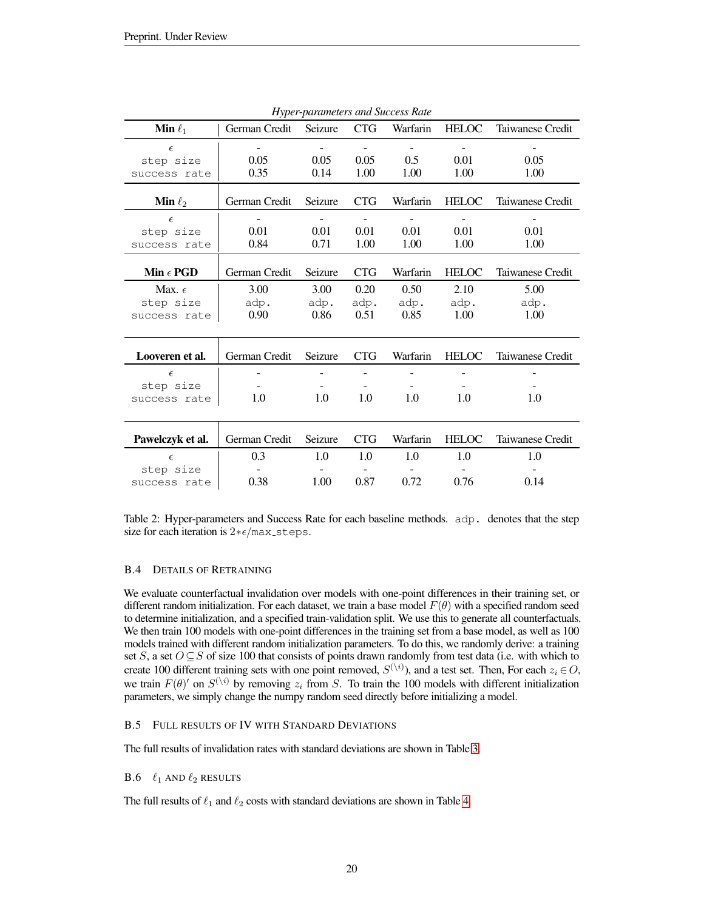*Hyper-parameters and Success Rate*

| **Min $\ell_1$** | German Credit | Seizure | CTG | Warfarin | HELOC | Taiwanese Credit |
|---|---|---|---|---|---|---|
| $\epsilon$ | - | - | - | - | - | - |
| `step size` | 0.05 | 0.05 | 0.05 | 0.5 | 0.01 | 0.05 |
| `success rate` | 0.35 | 0.14 | 1.00 | 1.00 | 1.00 | 1.00 |
| **Min $\ell_2$** | German Credit | Seizure | CTG | Warfarin | HELOC | Taiwanese Credit |
| $\epsilon$ | - | - | - | - | - | - |
| `step size` | 0.01 | 0.01 | 0.01 | 0.01 | 0.01 | 0.01 |
| `success rate` | 0.84 | 0.71 | 1.00 | 1.00 | 1.00 | 1.00 |
| **Min $\epsilon$ PGD** | German Credit | Seizure | CTG | Warfarin | HELOC | Taiwanese Credit |
| Max. $\epsilon$ | 3.00 | 3.00 | 0.20 | 0.50 | 2.10 | 5.00 |
| `step size` | `adp.` | `adp.` | `adp.` | `adp.` | `adp.` | `adp.` |
| `success rate` | 0.90 | 0.86 | 0.51 | 0.85 | 1.00 | 1.00 |
| **Looveren et al.** | German Credit | Seizure | CTG | Warfarin | HELOC | Taiwanese Credit |
| $\epsilon$ | - | - | - | - | - | - |
| `step size` | - | - | - | - | - | - |
| `success rate` | 1.0 | 1.0 | 1.0 | 1.0 | 1.0 | 1.0 |
| **Pawelczyk et al.** | German Credit | Seizure | CTG | Warfarin | HELOC | Taiwanese Credit |
| $\epsilon$ | 0.3 | 1.0 | 1.0 | 1.0 | 1.0 | 1.0 |
| `step size` | - | - | - | - | - | - |
| `success rate` | 0.38 | 1.00 | 0.87 | 0.72 | 0.76 | 0.14 |

Table 2: Hyper-parameters and Success Rate for each baseline methods. `adp.` denotes that the step size for each iteration is $2*\epsilon/$`max_steps`.

### B.4 Details of Retraining

We evaluate counterfactual invalidation over models with one-point differences in their training set, or different random initialization. For each dataset, we train a base model $F(\theta)$ with a specified random seed to determine initialization, and a specified train-validation split. We use this to generate all counterfactuals. We then train 100 models with one-point differences in the training set from a base model, as well as 100 models trained with different random initialization parameters. To do this, we randomly derive: a training set $S$, a set $O \subseteq S$ of size 100 that consists of points drawn randomly from test data (i.e. with which to create 100 different training sets with one point removed, $S^{(\setminus i)}$), and a test set. Then, For each $z_i \in O$, we train $F(\theta)'$ on $S^{(\setminus i)}$ by removing $z_i$ from $S$. To train the 100 models with different initialization parameters, we simply change the numpy random seed directly before initializing a model.

### B.5 Full Results of IV with Standard Deviations

The full results of invalidation rates with standard deviations are shown in Table 3.

### B.6 $\ell_1$ and $\ell_2$ Results

The full results of $\ell_1$ and $\ell_2$ costs with standard deviations are shown in Table 4.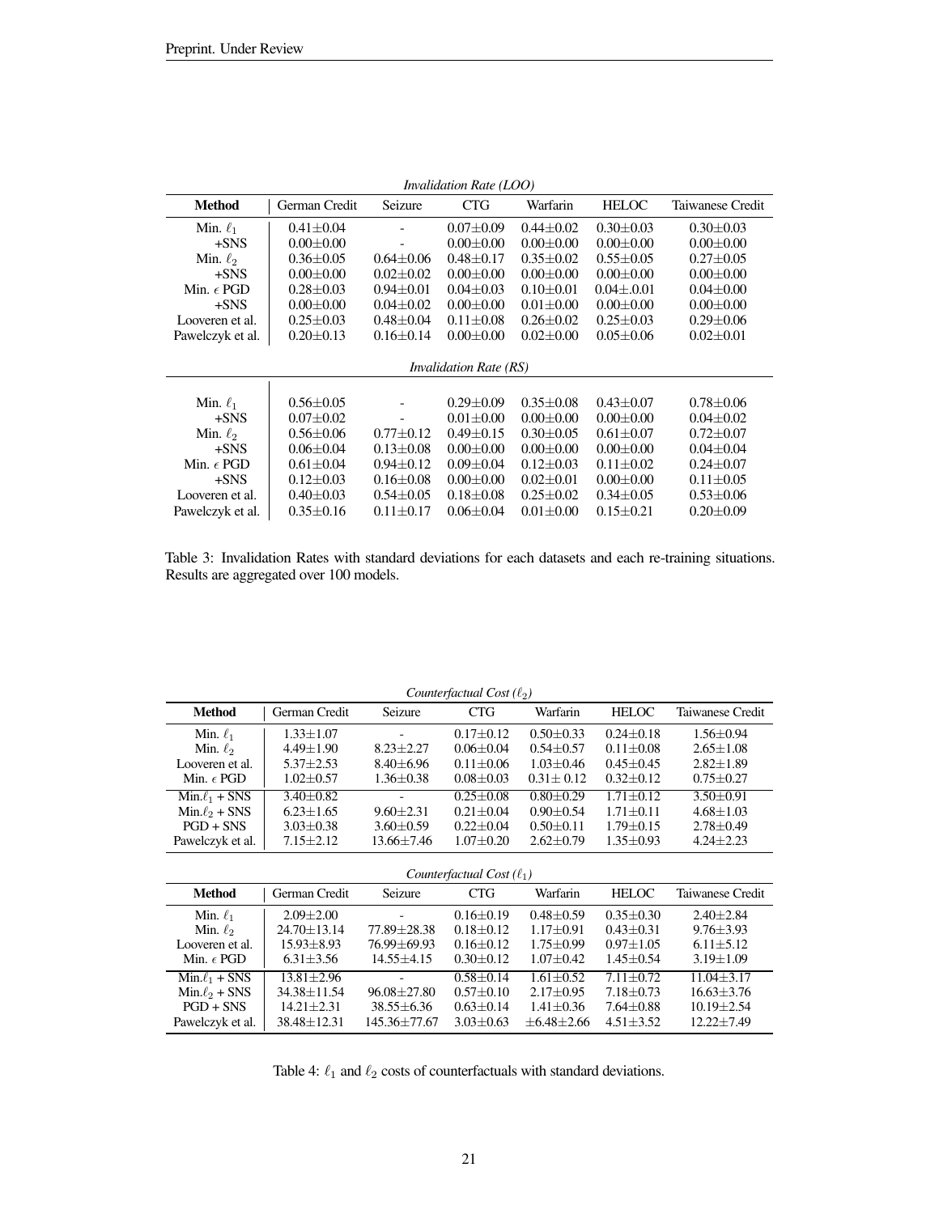| *Invalidation Rate (LOO)* | | | | | | |
|---|---|---|---|---|---|---|
| **Method** | German Credit | Seizure | CTG | Warfarin | HELOC | Taiwanese Credit |
| Min. $\ell_1$ | 0.41±0.04 | - | 0.07±0.09 | 0.44±0.02 | 0.30±0.03 | 0.30±0.03 |
| +SNS | 0.00±0.00 | - | 0.00±0.00 | 0.00±0.00 | 0.00±0.00 | 0.00±0.00 |
| Min. $\ell_2$ | 0.36±0.05 | 0.64±0.06 | 0.48±0.17 | 0.35±0.02 | 0.55±0.05 | 0.27±0.05 |
| +SNS | 0.00±0.00 | 0.02±0.02 | 0.00±0.00 | 0.00±0.00 | 0.00±0.00 | 0.00±0.00 |
| Min. $\epsilon$ PGD | 0.28±0.03 | 0.94±0.01 | 0.04±0.03 | 0.10±0.01 | 0.04±.0.01 | 0.04±0.00 |
| +SNS | 0.00±0.00 | 0.04±0.02 | 0.00±0.00 | 0.01±0.00 | 0.00±0.00 | 0.00±0.00 |
| Looveren et al. | 0.25±0.03 | 0.48±0.04 | 0.11±0.08 | 0.26±0.02 | 0.25±0.03 | 0.29±0.06 |
| Pawelczyk et al. | 0.20±0.13 | 0.16±0.14 | 0.00±0.00 | 0.02±0.00 | 0.05±0.06 | 0.02±0.01 |
| *Invalidation Rate (RS)* | | | | | | |
| Min. $\ell_1$ | 0.56±0.05 | - | 0.29±0.09 | 0.35±0.08 | 0.43±0.07 | 0.78±0.06 |
| +SNS | 0.07±0.02 | - | 0.01±0.00 | 0.00±0.00 | 0.00±0.00 | 0.04±0.02 |
| Min. $\ell_2$ | 0.56±0.06 | 0.77±0.12 | 0.49±0.15 | 0.30±0.05 | 0.61±0.07 | 0.72±0.07 |
| +SNS | 0.06±0.04 | 0.13±0.08 | 0.00±0.00 | 0.00±0.00 | 0.00±0.00 | 0.04±0.04 |
| Min. $\epsilon$ PGD | 0.61±0.04 | 0.94±0.12 | 0.09±0.04 | 0.12±0.03 | 0.11±0.02 | 0.24±0.07 |
| +SNS | 0.12±0.03 | 0.16±0.08 | 0.00±0.00 | 0.02±0.01 | 0.00±0.00 | 0.11±0.05 |
| Looveren et al. | 0.40±0.03 | 0.54±0.05 | 0.18±0.08 | 0.25±0.02 | 0.34±0.05 | 0.53±0.06 |
| Pawelczyk et al. | 0.35±0.16 | 0.11±0.17 | 0.06±0.04 | 0.01±0.00 | 0.15±0.21 | 0.20±0.09 |

Table 3: Invalidation Rates with standard deviations for each datasets and each re-training situations. Results are aggregated over 100 models.

| *Counterfactual Cost ($\ell_2$)* | | | | | | |
|---|---|---|---|---|---|---|
| **Method** | German Credit | Seizure | CTG | Warfarin | HELOC | Taiwanese Credit |
| Min. $\ell_1$ | 1.33±1.07 | - | 0.17±0.12 | 0.50±0.33 | 0.24±0.18 | 1.56±0.94 |
| Min. $\ell_2$ | 4.49±1.90 | 8.23±2.27 | 0.06±0.04 | 0.54±0.57 | 0.11±0.08 | 2.65±1.08 |
| Looveren et al. | 5.37±2.53 | 8.40±6.96 | 0.11±0.06 | 1.03±0.46 | 0.45±0.45 | 2.82±1.89 |
| Min. $\epsilon$ PGD | 1.02±0.57 | 1.36±0.38 | 0.08±0.03 | 0.31± 0.12 | 0.32±0.12 | 0.75±0.27 |
| Min.$\ell_1$ + SNS | 3.40±0.82 | - | 0.25±0.08 | 0.80±0.29 | 1.71±0.12 | 3.50±0.91 |
| Min.$\ell_2$ + SNS | 6.23±1.65 | 9.60±2.31 | 0.21±0.04 | 0.90±0.54 | 1.71±0.11 | 4.68±1.03 |
| PGD + SNS | 3.03±0.38 | 3.60±0.59 | 0.22±0.04 | 0.50±0.11 | 1.79±0.15 | 2.78±0.49 |
| Pawelczyk et al. | 7.15±2.12 | 13.66±7.46 | 1.07±0.20 | 2.62±0.79 | 1.35±0.93 | 4.24±2.23 |

| *Counterfactual Cost ($\ell_1$)* | | | | | | |
|---|---|---|---|---|---|---|
| **Method** | German Credit | Seizure | CTG | Warfarin | HELOC | Taiwanese Credit |
| Min. $\ell_1$ | 2.09±2.00 | - | 0.16±0.19 | 0.48±0.59 | 0.35±0.30 | 2.40±2.84 |
| Min. $\ell_2$ | 24.70±13.14 | 77.89±28.38 | 0.18±0.12 | 1.17±0.91 | 0.43±0.31 | 9.76±3.93 |
| Looveren et al. | 15.93±8.93 | 76.99±69.93 | 0.16±0.12 | 1.75±0.99 | 0.97±1.05 | 6.11±5.12 |
| Min. $\epsilon$ PGD | 6.31±3.56 | 14.55±4.15 | 0.30±0.12 | 1.07±0.42 | 1.45±0.54 | 3.19±1.09 |
| Min.$\ell_1$ + SNS | 13.81±2.96 | - | 0.58±0.14 | 1.61±0.52 | 7.11±0.72 | 11.04±3.17 |
| Min.$\ell_2$ + SNS | 34.38±11.54 | 96.08±27.80 | 0.57±0.10 | 2.17±0.95 | 7.18±0.73 | 16.63±3.76 |
| PGD + SNS | 14.21±2.31 | 38.55±6.36 | 0.63±0.14 | 1.41±0.36 | 7.64±0.88 | 10.19±2.54 |
| Pawelczyk et al. | 38.48±12.31 | 145.36±77.67 | 3.03±0.63 | ±6.48±2.66 | 4.51±3.52 | 12.22±7.49 |

Table 4: $\ell_1$ and $\ell_2$ costs of counterfactuals with standard deviations.